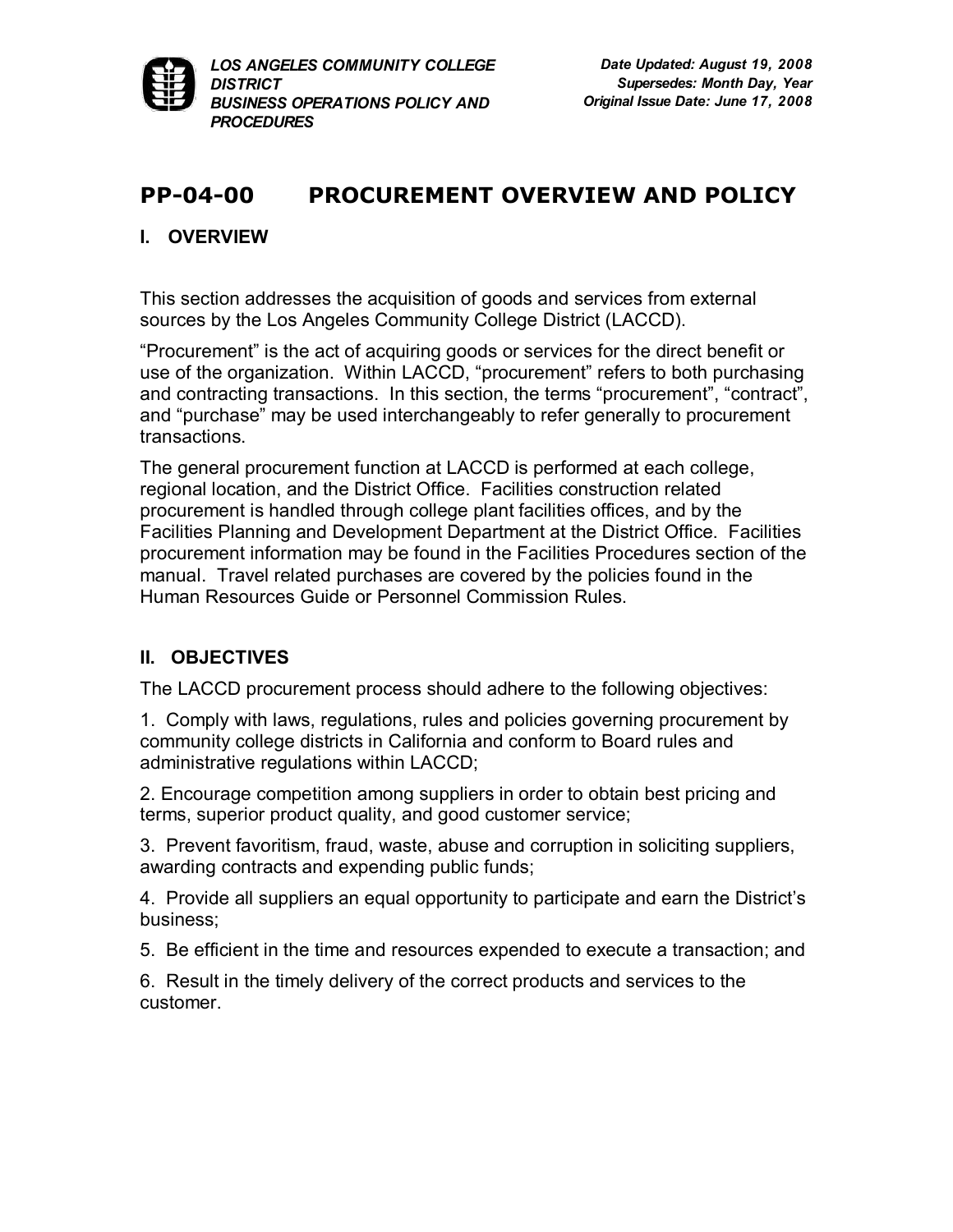*LOS ANGELES COMMUNITY COLLEGE DISTRICT*
*BUSINESS OPERATIONS POLICY AND PROCEDURES*

*Date Updated: August 19, 2008*
*Supersedes: Month Day, Year*
*Original Issue Date: June 17, 2008*

# PP-04-00 PROCUREMENT OVERVIEW AND POLICY

## I. OVERVIEW

This section addresses the acquisition of goods and services from external sources by the Los Angeles Community College District (LACCD).

"Procurement" is the act of acquiring goods or services for the direct benefit or use of the organization. Within LACCD, "procurement" refers to both purchasing and contracting transactions. In this section, the terms "procurement", "contract", and "purchase" may be used interchangeably to refer generally to procurement transactions.

The general procurement function at LACCD is performed at each college, regional location, and the District Office. Facilities construction related procurement is handled through college plant facilities offices, and by the Facilities Planning and Development Department at the District Office. Facilities procurement information may be found in the Facilities Procedures section of the manual. Travel related purchases are covered by the policies found in the Human Resources Guide or Personnel Commission Rules.

## II. OBJECTIVES

The LACCD procurement process should adhere to the following objectives:

1. Comply with laws, regulations, rules and policies governing procurement by community college districts in California and conform to Board rules and administrative regulations within LACCD;

2. Encourage competition among suppliers in order to obtain best pricing and terms, superior product quality, and good customer service;

3. Prevent favoritism, fraud, waste, abuse and corruption in soliciting suppliers, awarding contracts and expending public funds;

4. Provide all suppliers an equal opportunity to participate and earn the District's business;

5. Be efficient in the time and resources expended to execute a transaction; and

6. Result in the timely delivery of the correct products and services to the customer.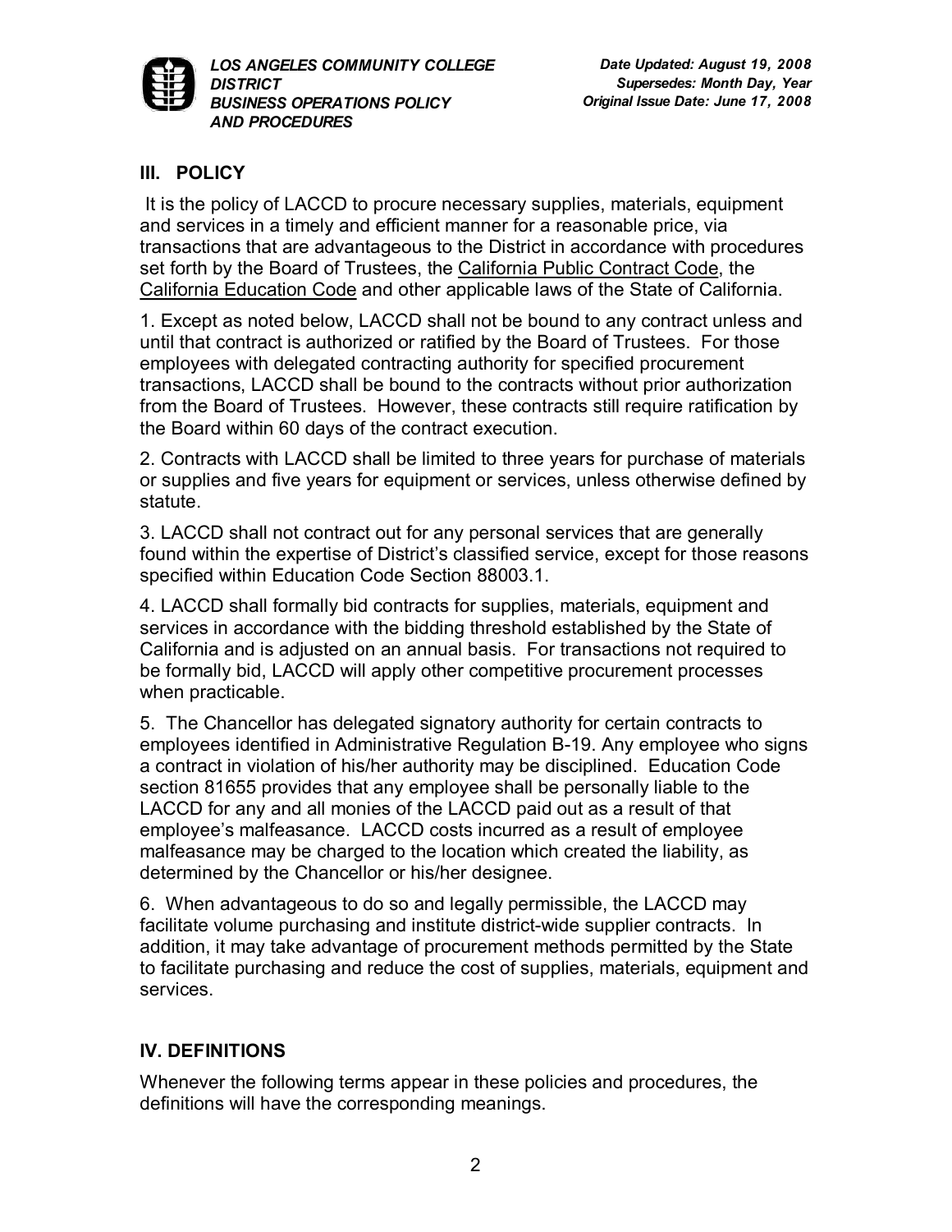## III. POLICY

It is the policy of LACCD to procure necessary supplies, materials, equipment and services in a timely and efficient manner for a reasonable price, via transactions that are advantageous to the District in accordance with procedures set forth by the Board of Trustees, the California Public Contract Code, the California Education Code and other applicable laws of the State of California.

1. Except as noted below, LACCD shall not be bound to any contract unless and until that contract is authorized or ratified by the Board of Trustees. For those employees with delegated contracting authority for specified procurement transactions, LACCD shall be bound to the contracts without prior authorization from the Board of Trustees. However, these contracts still require ratification by the Board within 60 days of the contract execution.

2. Contracts with LACCD shall be limited to three years for purchase of materials or supplies and five years for equipment or services, unless otherwise defined by statute.

3. LACCD shall not contract out for any personal services that are generally found within the expertise of District's classified service, except for those reasons specified within Education Code Section 88003.1.

4. LACCD shall formally bid contracts for supplies, materials, equipment and services in accordance with the bidding threshold established by the State of California and is adjusted on an annual basis. For transactions not required to be formally bid, LACCD will apply other competitive procurement processes when practicable.

5. The Chancellor has delegated signatory authority for certain contracts to employees identified in Administrative Regulation B-19. Any employee who signs a contract in violation of his/her authority may be disciplined. Education Code section 81655 provides that any employee shall be personally liable to the LACCD for any and all monies of the LACCD paid out as a result of that employee's malfeasance. LACCD costs incurred as a result of employee malfeasance may be charged to the location which created the liability, as determined by the Chancellor or his/her designee.

6. When advantageous to do so and legally permissible, the LACCD may facilitate volume purchasing and institute district-wide supplier contracts. In addition, it may take advantage of procurement methods permitted by the State to facilitate purchasing and reduce the cost of supplies, materials, equipment and services.

## IV. DEFINITIONS

Whenever the following terms appear in these policies and procedures, the definitions will have the corresponding meanings.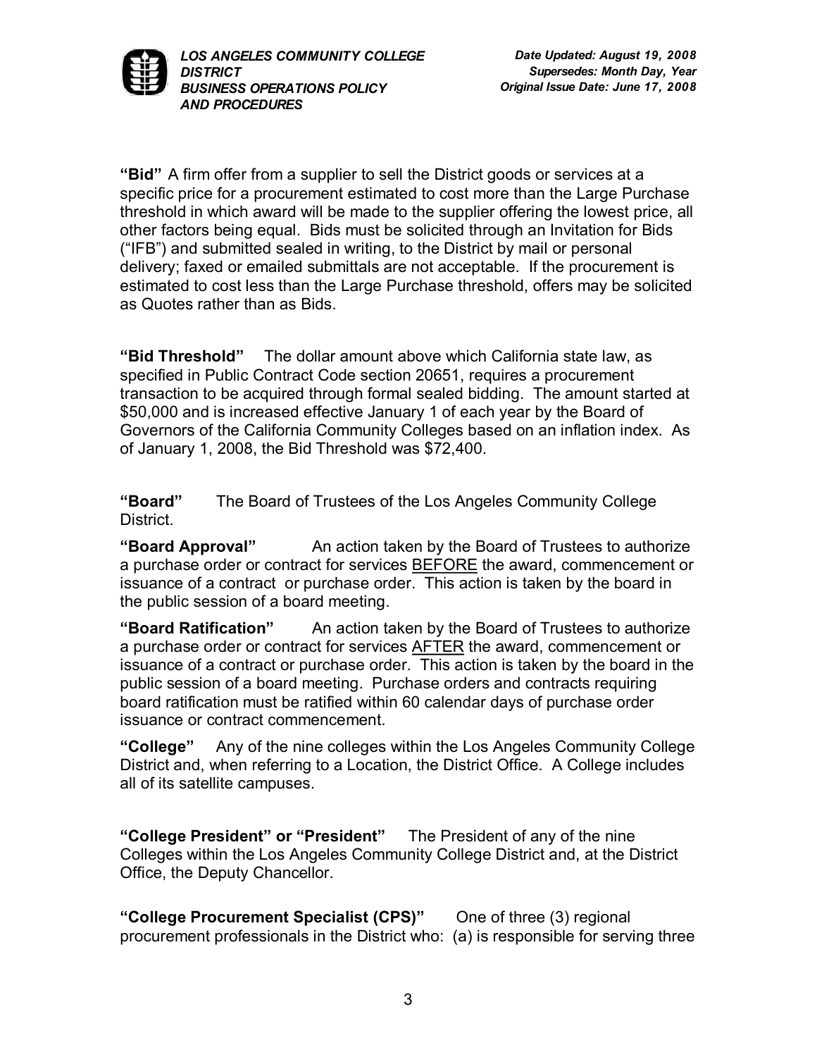**"Bid"** A firm offer from a supplier to sell the District goods or services at a specific price for a procurement estimated to cost more than the Large Purchase threshold in which award will be made to the supplier offering the lowest price, all other factors being equal. Bids must be solicited through an Invitation for Bids ("IFB") and submitted sealed in writing, to the District by mail or personal delivery; faxed or emailed submittals are not acceptable. If the procurement is estimated to cost less than the Large Purchase threshold, offers may be solicited as Quotes rather than as Bids.

**"Bid Threshold"** The dollar amount above which California state law, as specified in Public Contract Code section 20651, requires a procurement transaction to be acquired through formal sealed bidding. The amount started at $50,000 and is increased effective January 1 of each year by the Board of Governors of the California Community Colleges based on an inflation index. As of January 1, 2008, the Bid Threshold was $72,400.

**"Board"** The Board of Trustees of the Los Angeles Community College District.

**"Board Approval"** An action taken by the Board of Trustees to authorize a purchase order or contract for services BEFORE the award, commencement or issuance of a contract or purchase order. This action is taken by the board in the public session of a board meeting.

**"Board Ratification"** An action taken by the Board of Trustees to authorize a purchase order or contract for services AFTER the award, commencement or issuance of a contract or purchase order. This action is taken by the board in the public session of a board meeting. Purchase orders and contracts requiring board ratification must be ratified within 60 calendar days of purchase order issuance or contract commencement.

**"College"** Any of the nine colleges within the Los Angeles Community College District and, when referring to a Location, the District Office. A College includes all of its satellite campuses.

**"College President" or "President"** The President of any of the nine Colleges within the Los Angeles Community College District and, at the District Office, the Deputy Chancellor.

**"College Procurement Specialist (CPS)"** One of three (3) regional procurement professionals in the District who: (a) is responsible for serving three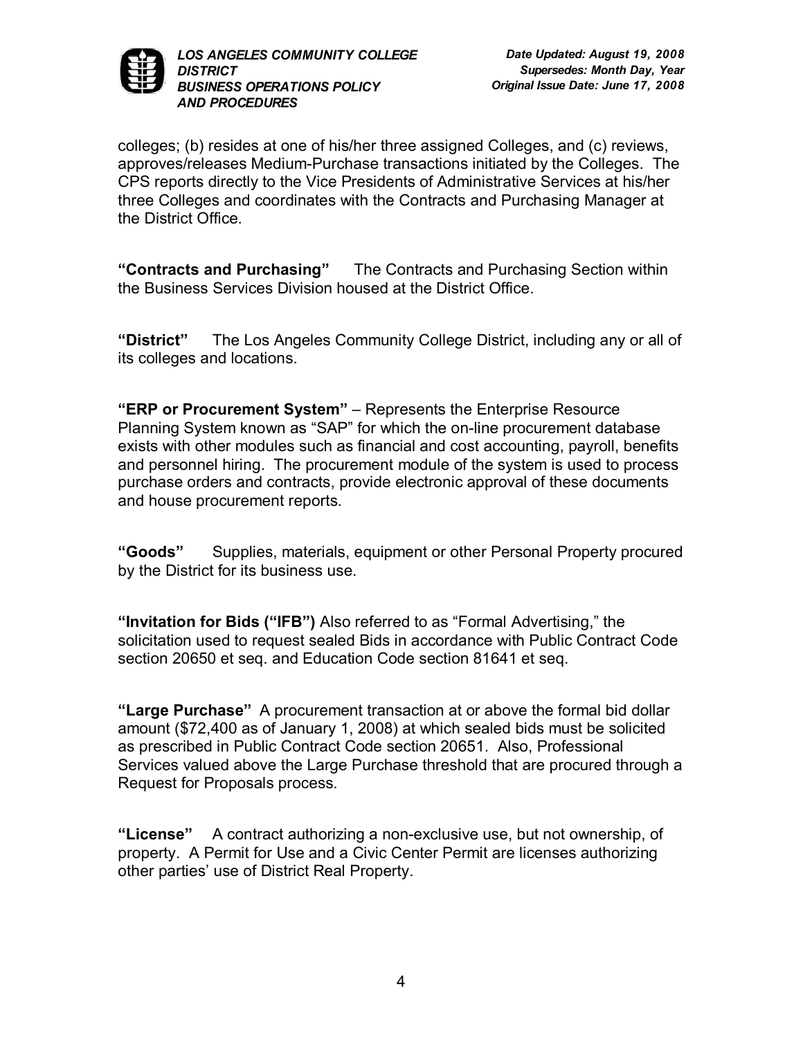colleges; (b) resides at one of his/her three assigned Colleges, and (c) reviews, approves/releases Medium-Purchase transactions initiated by the Colleges. The CPS reports directly to the Vice Presidents of Administrative Services at his/her three Colleges and coordinates with the Contracts and Purchasing Manager at the District Office.

**"Contracts and Purchasing"** The Contracts and Purchasing Section within the Business Services Division housed at the District Office.

**"District"** The Los Angeles Community College District, including any or all of its colleges and locations.

**"ERP or Procurement System"** – Represents the Enterprise Resource Planning System known as "SAP" for which the on-line procurement database exists with other modules such as financial and cost accounting, payroll, benefits and personnel hiring. The procurement module of the system is used to process purchase orders and contracts, provide electronic approval of these documents and house procurement reports.

**"Goods"** Supplies, materials, equipment or other Personal Property procured by the District for its business use.

**"Invitation for Bids ("IFB")** Also referred to as "Formal Advertising," the solicitation used to request sealed Bids in accordance with Public Contract Code section 20650 et seq. and Education Code section 81641 et seq.

**"Large Purchase"** A procurement transaction at or above the formal bid dollar amount ($72,400 as of January 1, 2008) at which sealed bids must be solicited as prescribed in Public Contract Code section 20651. Also, Professional Services valued above the Large Purchase threshold that are procured through a Request for Proposals process.

**"License"** A contract authorizing a non-exclusive use, but not ownership, of property. A Permit for Use and a Civic Center Permit are licenses authorizing other parties' use of District Real Property.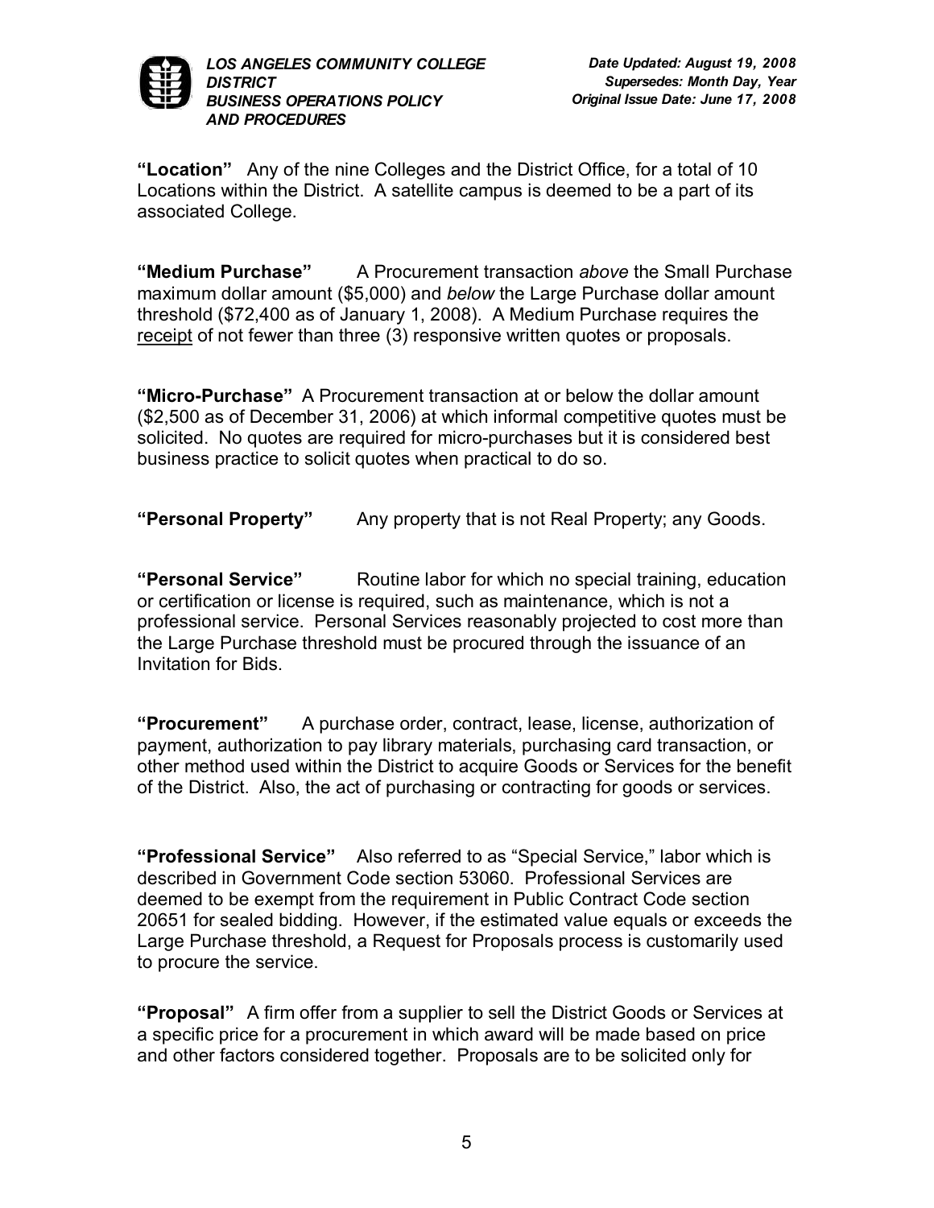**“Location”** Any of the nine Colleges and the District Office, for a total of 10 Locations within the District. A satellite campus is deemed to be a part of its associated College.

**“Medium Purchase”** A Procurement transaction *above* the Small Purchase maximum dollar amount ($5,000) and *below* the Large Purchase dollar amount threshold ($72,400 as of January 1, 2008). A Medium Purchase requires the <u>receipt</u> of not fewer than three (3) responsive written quotes or proposals.

**“Micro-Purchase”** A Procurement transaction at or below the dollar amount ($2,500 as of December 31, 2006) at which informal competitive quotes must be solicited. No quotes are required for micro-purchases but it is considered best business practice to solicit quotes when practical to do so.

**“Personal Property”** Any property that is not Real Property; any Goods.

**“Personal Service”** Routine labor for which no special training, education or certification or license is required, such as maintenance, which is not a professional service. Personal Services reasonably projected to cost more than the Large Purchase threshold must be procured through the issuance of an Invitation for Bids.

**“Procurement”** A purchase order, contract, lease, license, authorization of payment, authorization to pay library materials, purchasing card transaction, or other method used within the District to acquire Goods or Services for the benefit of the District. Also, the act of purchasing or contracting for goods or services.

**“Professional Service”** Also referred to as “Special Service,” labor which is described in Government Code section 53060. Professional Services are deemed to be exempt from the requirement in Public Contract Code section 20651 for sealed bidding. However, if the estimated value equals or exceeds the Large Purchase threshold, a Request for Proposals process is customarily used to procure the service.

**“Proposal”** A firm offer from a supplier to sell the District Goods or Services at a specific price for a procurement in which award will be made based on price and other factors considered together. Proposals are to be solicited only for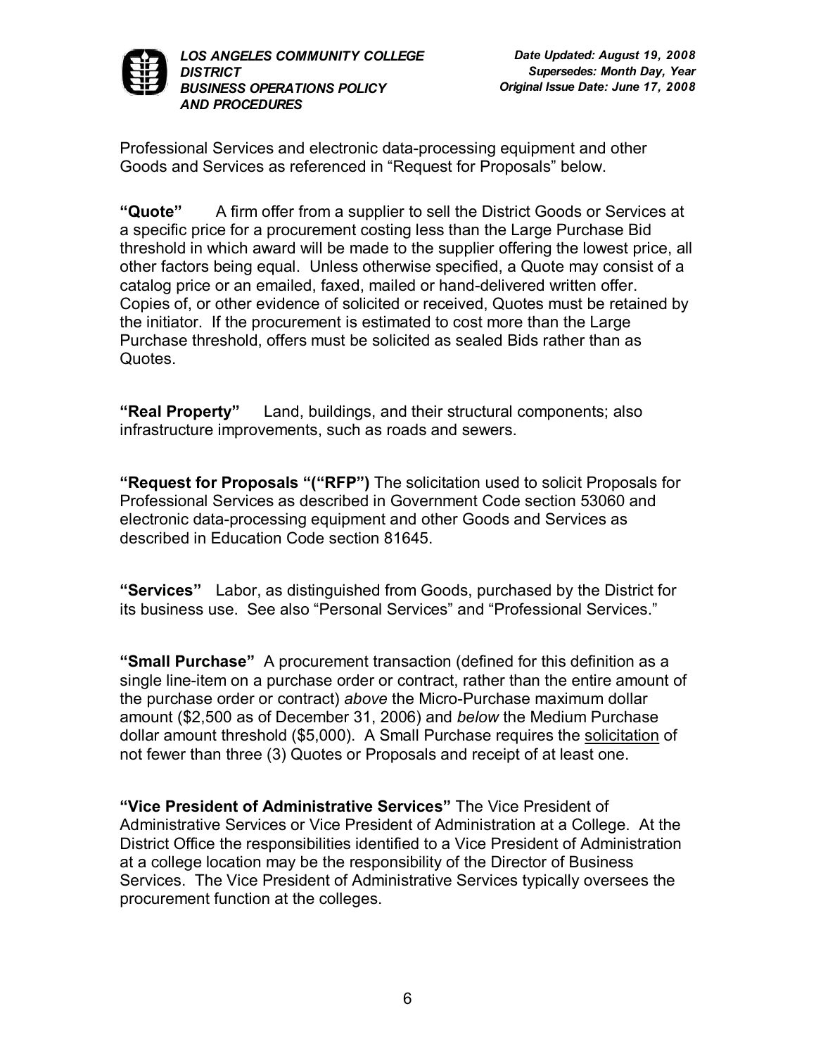Professional Services and electronic data-processing equipment and other Goods and Services as referenced in “Request for Proposals” below.

**“Quote”** A firm offer from a supplier to sell the District Goods or Services at a specific price for a procurement costing less than the Large Purchase Bid threshold in which award will be made to the supplier offering the lowest price, all other factors being equal. Unless otherwise specified, a Quote may consist of a catalog price or an emailed, faxed, mailed or hand-delivered written offer. Copies of, or other evidence of solicited or received, Quotes must be retained by the initiator. If the procurement is estimated to cost more than the Large Purchase threshold, offers must be solicited as sealed Bids rather than as Quotes.

**“Real Property”** Land, buildings, and their structural components; also infrastructure improvements, such as roads and sewers.

**“Request for Proposals “(“RFP”)** The solicitation used to solicit Proposals for Professional Services as described in Government Code section 53060 and electronic data-processing equipment and other Goods and Services as described in Education Code section 81645.

**“Services”** Labor, as distinguished from Goods, purchased by the District for its business use. See also “Personal Services” and “Professional Services.”

**“Small Purchase”** A procurement transaction (defined for this definition as a single line-item on a purchase order or contract, rather than the entire amount of the purchase order or contract) *above* the Micro-Purchase maximum dollar amount ($2,500 as of December 31, 2006) and *below* the Medium Purchase dollar amount threshold ($5,000). A Small Purchase requires the <u>solicitation</u> of not fewer than three (3) Quotes or Proposals and receipt of at least one.

**“Vice President of Administrative Services”** The Vice President of Administrative Services or Vice President of Administration at a College. At the District Office the responsibilities identified to a Vice President of Administration at a college location may be the responsibility of the Director of Business Services. The Vice President of Administrative Services typically oversees the procurement function at the colleges.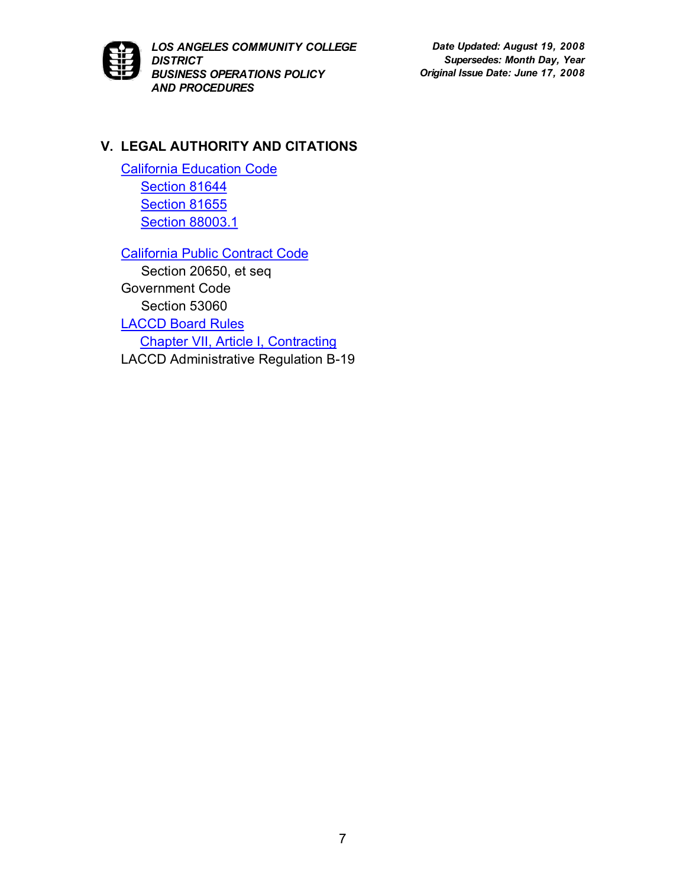## V. LEGAL AUTHORITY AND CITATIONS

California Education Code
- Section 81644
- Section 81655
- Section 88003.1

California Public Contract Code
- Section 20650, et seq

Government Code
- Section 53060

LACCD Board Rules
- Chapter VII, Article I, Contracting

LACCD Administrative Regulation B-19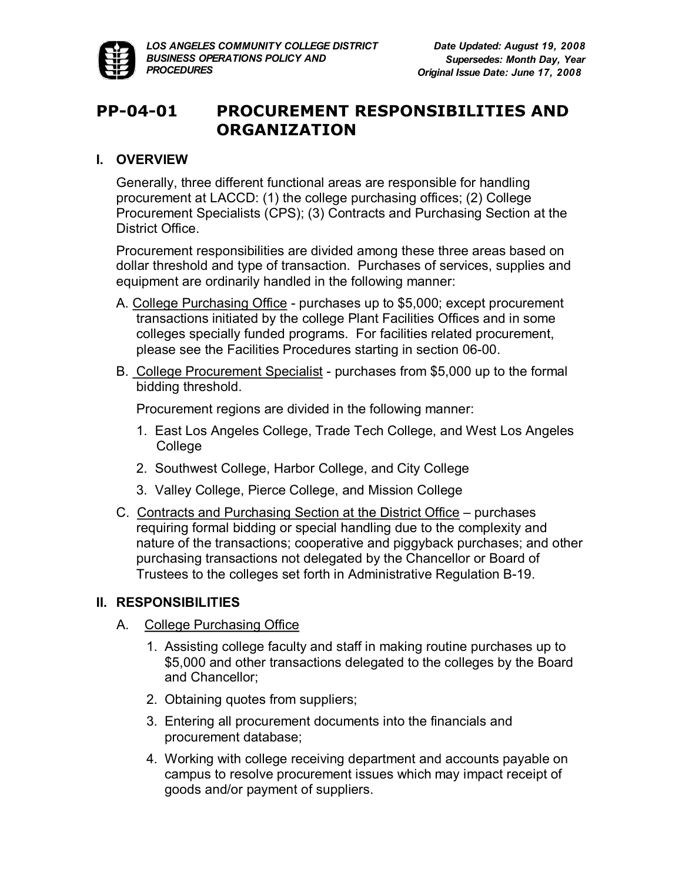# PP-04-01 PROCUREMENT RESPONSIBILITIES AND ORGANIZATION

## I. OVERVIEW

Generally, three different functional areas are responsible for handling procurement at LACCD: (1) the college purchasing offices; (2) College Procurement Specialists (CPS); (3) Contracts and Purchasing Section at the District Office.

Procurement responsibilities are divided among these three areas based on dollar threshold and type of transaction. Purchases of services, supplies and equipment are ordinarily handled in the following manner:

A. College Purchasing Office - purchases up to $5,000; except procurement transactions initiated by the college Plant Facilities Offices and in some colleges specially funded programs. For facilities related procurement, please see the Facilities Procedures starting in section 06-00.

B. College Procurement Specialist - purchases from $5,000 up to the formal bidding threshold.

   Procurement regions are divided in the following manner:

   1. East Los Angeles College, Trade Tech College, and West Los Angeles College
   2. Southwest College, Harbor College, and City College
   3. Valley College, Pierce College, and Mission College

C. Contracts and Purchasing Section at the District Office – purchases requiring formal bidding or special handling due to the complexity and nature of the transactions; cooperative and piggyback purchases; and other purchasing transactions not delegated by the Chancellor or Board of Trustees to the colleges set forth in Administrative Regulation B-19.

## II. RESPONSIBILITIES

A. College Purchasing Office

   1. Assisting college faculty and staff in making routine purchases up to $5,000 and other transactions delegated to the colleges by the Board and Chancellor;
   2. Obtaining quotes from suppliers;
   3. Entering all procurement documents into the financials and procurement database;
   4. Working with college receiving department and accounts payable on campus to resolve procurement issues which may impact receipt of goods and/or payment of suppliers.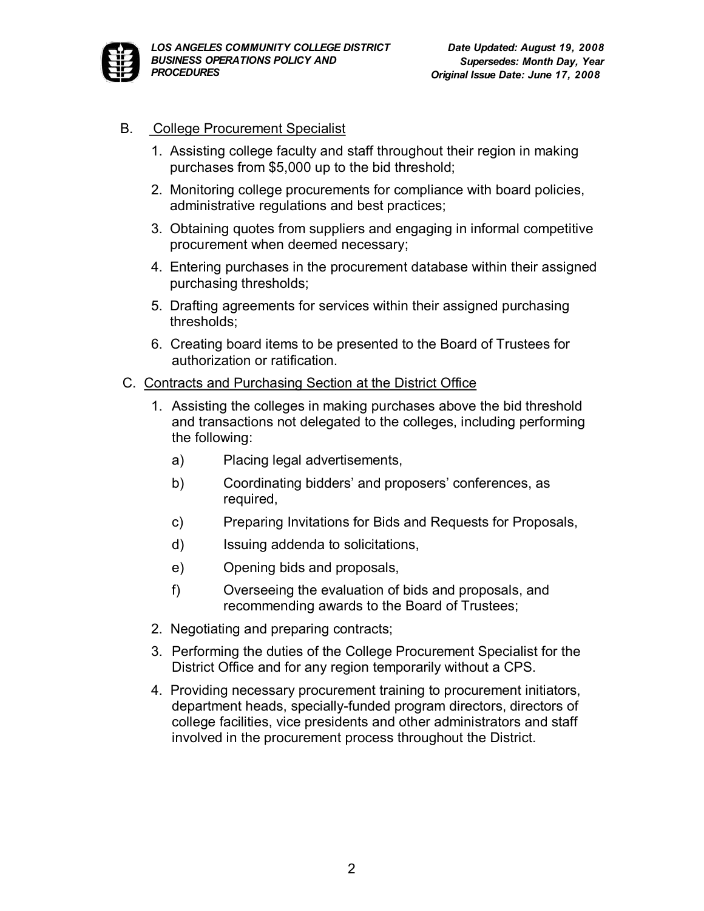B. College Procurement Specialist

1. Assisting college faculty and staff throughout their region in making purchases from $5,000 up to the bid threshold;
2. Monitoring college procurements for compliance with board policies, administrative regulations and best practices;
3. Obtaining quotes from suppliers and engaging in informal competitive procurement when deemed necessary;
4. Entering purchases in the procurement database within their assigned purchasing thresholds;
5. Drafting agreements for services within their assigned purchasing thresholds;
6. Creating board items to be presented to the Board of Trustees for authorization or ratification.

C. Contracts and Purchasing Section at the District Office

1. Assisting the colleges in making purchases above the bid threshold and transactions not delegated to the colleges, including performing the following:
   - a) Placing legal advertisements,
   - b) Coordinating bidders' and proposers' conferences, as required,
   - c) Preparing Invitations for Bids and Requests for Proposals,
   - d) Issuing addenda to solicitations,
   - e) Opening bids and proposals,
   - f) Overseeing the evaluation of bids and proposals, and recommending awards to the Board of Trustees;
2. Negotiating and preparing contracts;
3. Performing the duties of the College Procurement Specialist for the District Office and for any region temporarily without a CPS.
4. Providing necessary procurement training to procurement initiators, department heads, specially-funded program directors, directors of college facilities, vice presidents and other administrators and staff involved in the procurement process throughout the District.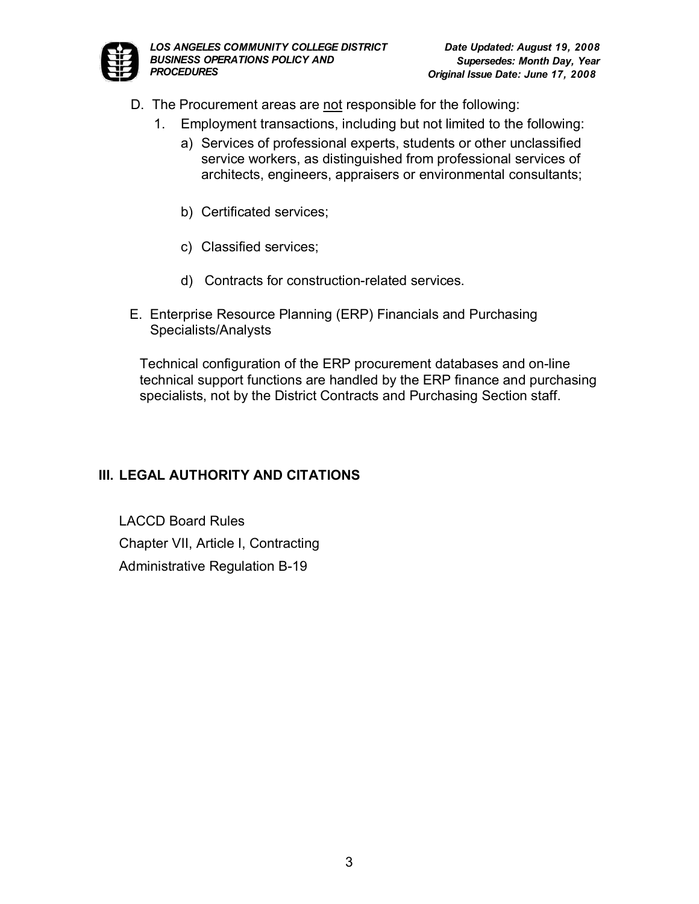D. The Procurement areas are not responsible for the following:

1. Employment transactions, including but not limited to the following:
   a) Services of professional experts, students or other unclassified service workers, as distinguished from professional services of architects, engineers, appraisers or environmental consultants;

   b) Certificated services;

   c) Classified services;

   d) Contracts for construction-related services.

E. Enterprise Resource Planning (ERP) Financials and Purchasing Specialists/Analysts

Technical configuration of the ERP procurement databases and on-line technical support functions are handled by the ERP finance and purchasing specialists, not by the District Contracts and Purchasing Section staff.

## III. LEGAL AUTHORITY AND CITATIONS

LACCD Board Rules

Chapter VII, Article I, Contracting

Administrative Regulation B-19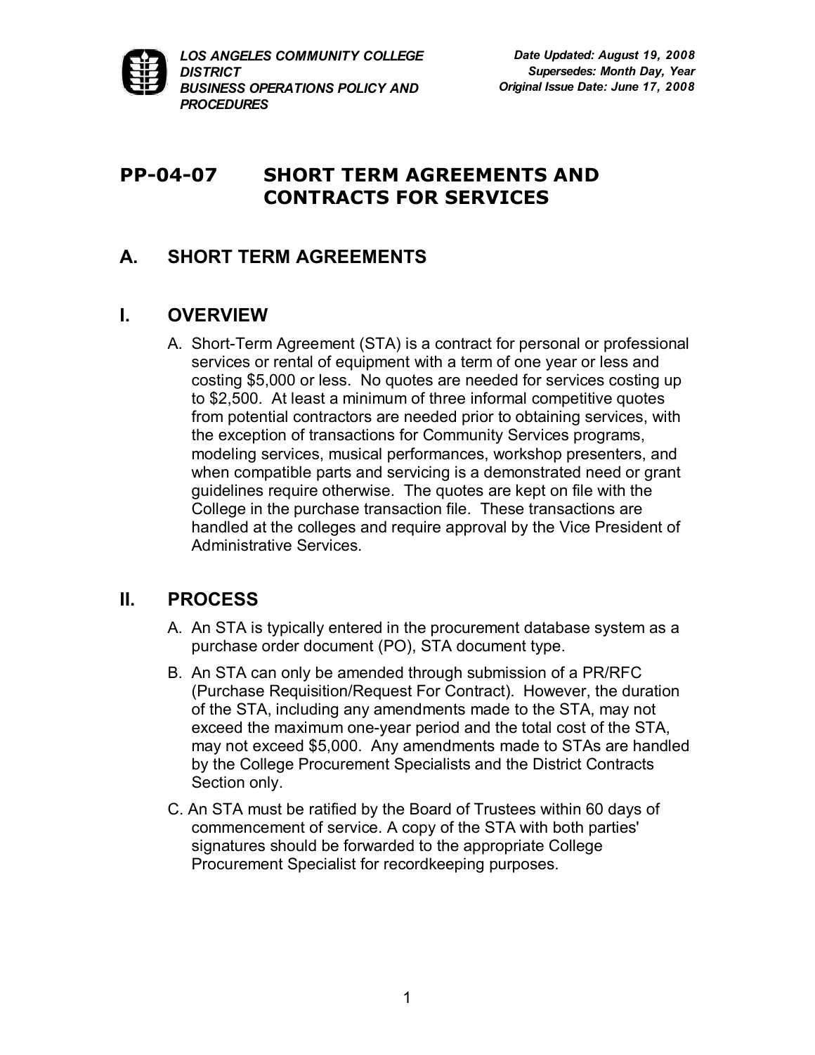LOS ANGELES COMMUNITY COLLEGE DISTRICT
BUSINESS OPERATIONS POLICY AND PROCEDURES

Date Updated: August 19, 2008
Supersedes: Month Day, Year
Original Issue Date: June 17, 2008

# PP-04-07 SHORT TERM AGREEMENTS AND CONTRACTS FOR SERVICES

## A. SHORT TERM AGREEMENTS

## I. OVERVIEW

A. Short-Term Agreement (STA) is a contract for personal or professional services or rental of equipment with a term of one year or less and costing $5,000 or less. No quotes are needed for services costing up to $2,500. At least a minimum of three informal competitive quotes from potential contractors are needed prior to obtaining services, with the exception of transactions for Community Services programs, modeling services, musical performances, workshop presenters, and when compatible parts and servicing is a demonstrated need or grant guidelines require otherwise. The quotes are kept on file with the College in the purchase transaction file. These transactions are handled at the colleges and require approval by the Vice President of Administrative Services.

## II. PROCESS

A. An STA is typically entered in the procurement database system as a purchase order document (PO), STA document type.

B. An STA can only be amended through submission of a PR/RFC (Purchase Requisition/Request For Contract). However, the duration of the STA, including any amendments made to the STA, may not exceed the maximum one-year period and the total cost of the STA, may not exceed $5,000. Any amendments made to STAs are handled by the College Procurement Specialists and the District Contracts Section only.

C. An STA must be ratified by the Board of Trustees within 60 days of commencement of service. A copy of the STA with both parties' signatures should be forwarded to the appropriate College Procurement Specialist for recordkeeping purposes.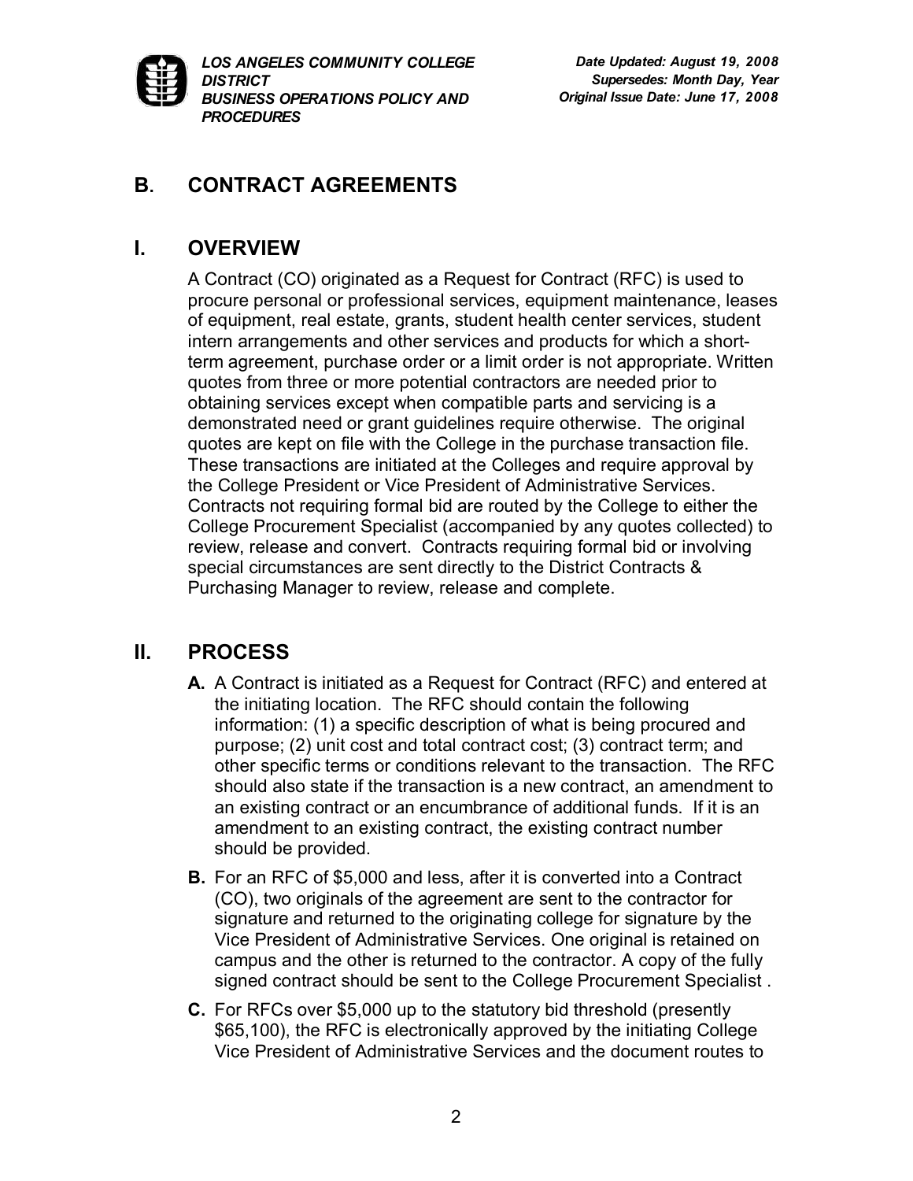## B. CONTRACT AGREEMENTS

## I. OVERVIEW

A Contract (CO) originated as a Request for Contract (RFC) is used to procure personal or professional services, equipment maintenance, leases of equipment, real estate, grants, student health center services, student intern arrangements and other services and products for which a short-term agreement, purchase order or a limit order is not appropriate. Written quotes from three or more potential contractors are needed prior to obtaining services except when compatible parts and servicing is a demonstrated need or grant guidelines require otherwise. The original quotes are kept on file with the College in the purchase transaction file. These transactions are initiated at the Colleges and require approval by the College President or Vice President of Administrative Services. Contracts not requiring formal bid are routed by the College to either the College Procurement Specialist (accompanied by any quotes collected) to review, release and convert. Contracts requiring formal bid or involving special circumstances are sent directly to the District Contracts & Purchasing Manager to review, release and complete.

## II. PROCESS

**A.** A Contract is initiated as a Request for Contract (RFC) and entered at the initiating location. The RFC should contain the following information: (1) a specific description of what is being procured and purpose; (2) unit cost and total contract cost; (3) contract term; and other specific terms or conditions relevant to the transaction. The RFC should also state if the transaction is a new contract, an amendment to an existing contract or an encumbrance of additional funds. If it is an amendment to an existing contract, the existing contract number should be provided.

**B.** For an RFC of $5,000 and less, after it is converted into a Contract (CO), two originals of the agreement are sent to the contractor for signature and returned to the originating college for signature by the Vice President of Administrative Services. One original is retained on campus and the other is returned to the contractor. A copy of the fully signed contract should be sent to the College Procurement Specialist .

**C.** For RFCs over $5,000 up to the statutory bid threshold (presently $65,100), the RFC is electronically approved by the initiating College Vice President of Administrative Services and the document routes to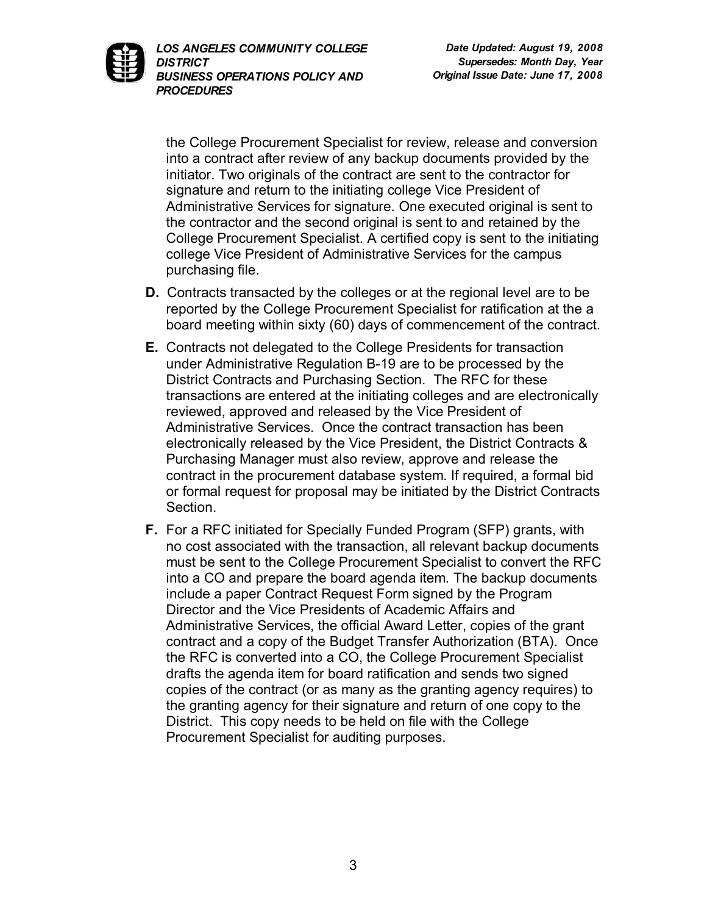the College Procurement Specialist for review, release and conversion into a contract after review of any backup documents provided by the initiator. Two originals of the contract are sent to the contractor for signature and return to the initiating college Vice President of Administrative Services for signature. One executed original is sent to the contractor and the second original is sent to and retained by the College Procurement Specialist. A certified copy is sent to the initiating college Vice President of Administrative Services for the campus purchasing file.

**D.** Contracts transacted by the colleges or at the regional level are to be reported by the College Procurement Specialist for ratification at the a board meeting within sixty (60) days of commencement of the contract.

**E.** Contracts not delegated to the College Presidents for transaction under Administrative Regulation B-19 are to be processed by the District Contracts and Purchasing Section. The RFC for these transactions are entered at the initiating colleges and are electronically reviewed, approved and released by the Vice President of Administrative Services. Once the contract transaction has been electronically released by the Vice President, the District Contracts & Purchasing Manager must also review, approve and release the contract in the procurement database system. If required, a formal bid or formal request for proposal may be initiated by the District Contracts Section.

**F.** For a RFC initiated for Specially Funded Program (SFP) grants, with no cost associated with the transaction, all relevant backup documents must be sent to the College Procurement Specialist to convert the RFC into a CO and prepare the board agenda item. The backup documents include a paper Contract Request Form signed by the Program Director and the Vice Presidents of Academic Affairs and Administrative Services, the official Award Letter, copies of the grant contract and a copy of the Budget Transfer Authorization (BTA). Once the RFC is converted into a CO, the College Procurement Specialist drafts the agenda item for board ratification and sends two signed copies of the contract (or as many as the granting agency requires) to the granting agency for their signature and return of one copy to the District. This copy needs to be held on file with the College Procurement Specialist for auditing purposes.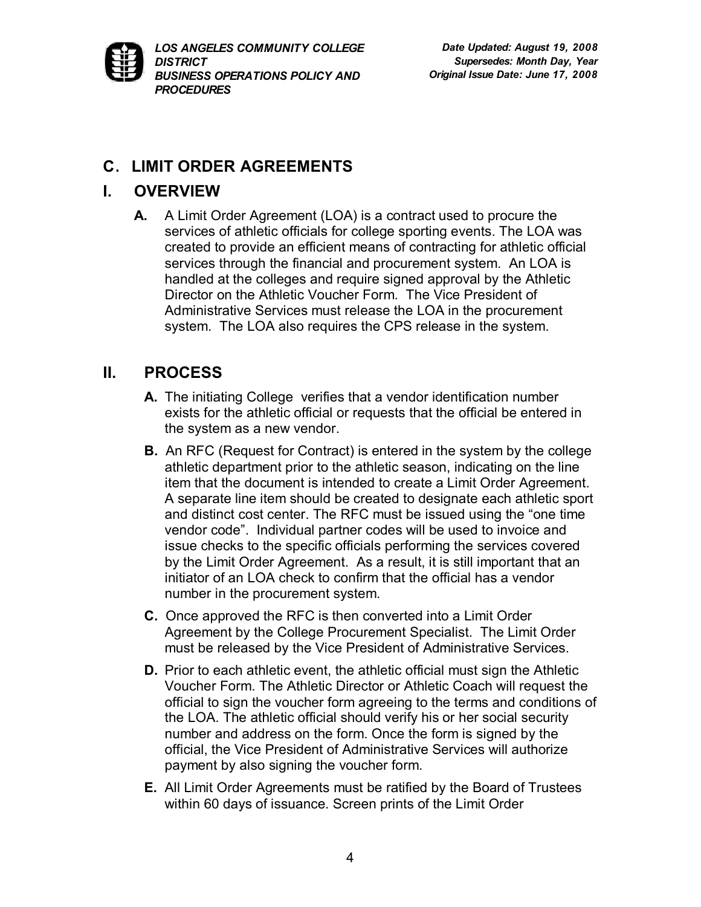## C. LIMIT ORDER AGREEMENTS

## I. OVERVIEW

**A.** A Limit Order Agreement (LOA) is a contract used to procure the services of athletic officials for college sporting events. The LOA was created to provide an efficient means of contracting for athletic official services through the financial and procurement system. An LOA is handled at the colleges and require signed approval by the Athletic Director on the Athletic Voucher Form. The Vice President of Administrative Services must release the LOA in the procurement system. The LOA also requires the CPS release in the system.

## II. PROCESS

**A.** The initiating College verifies that a vendor identification number exists for the athletic official or requests that the official be entered in the system as a new vendor.

**B.** An RFC (Request for Contract) is entered in the system by the college athletic department prior to the athletic season, indicating on the line item that the document is intended to create a Limit Order Agreement. A separate line item should be created to designate each athletic sport and distinct cost center. The RFC must be issued using the "one time vendor code". Individual partner codes will be used to invoice and issue checks to the specific officials performing the services covered by the Limit Order Agreement. As a result, it is still important that an initiator of an LOA check to confirm that the official has a vendor number in the procurement system.

**C.** Once approved the RFC is then converted into a Limit Order Agreement by the College Procurement Specialist. The Limit Order must be released by the Vice President of Administrative Services.

**D.** Prior to each athletic event, the athletic official must sign the Athletic Voucher Form. The Athletic Director or Athletic Coach will request the official to sign the voucher form agreeing to the terms and conditions of the LOA. The athletic official should verify his or her social security number and address on the form. Once the form is signed by the official, the Vice President of Administrative Services will authorize payment by also signing the voucher form.

**E.** All Limit Order Agreements must be ratified by the Board of Trustees within 60 days of issuance. Screen prints of the Limit Order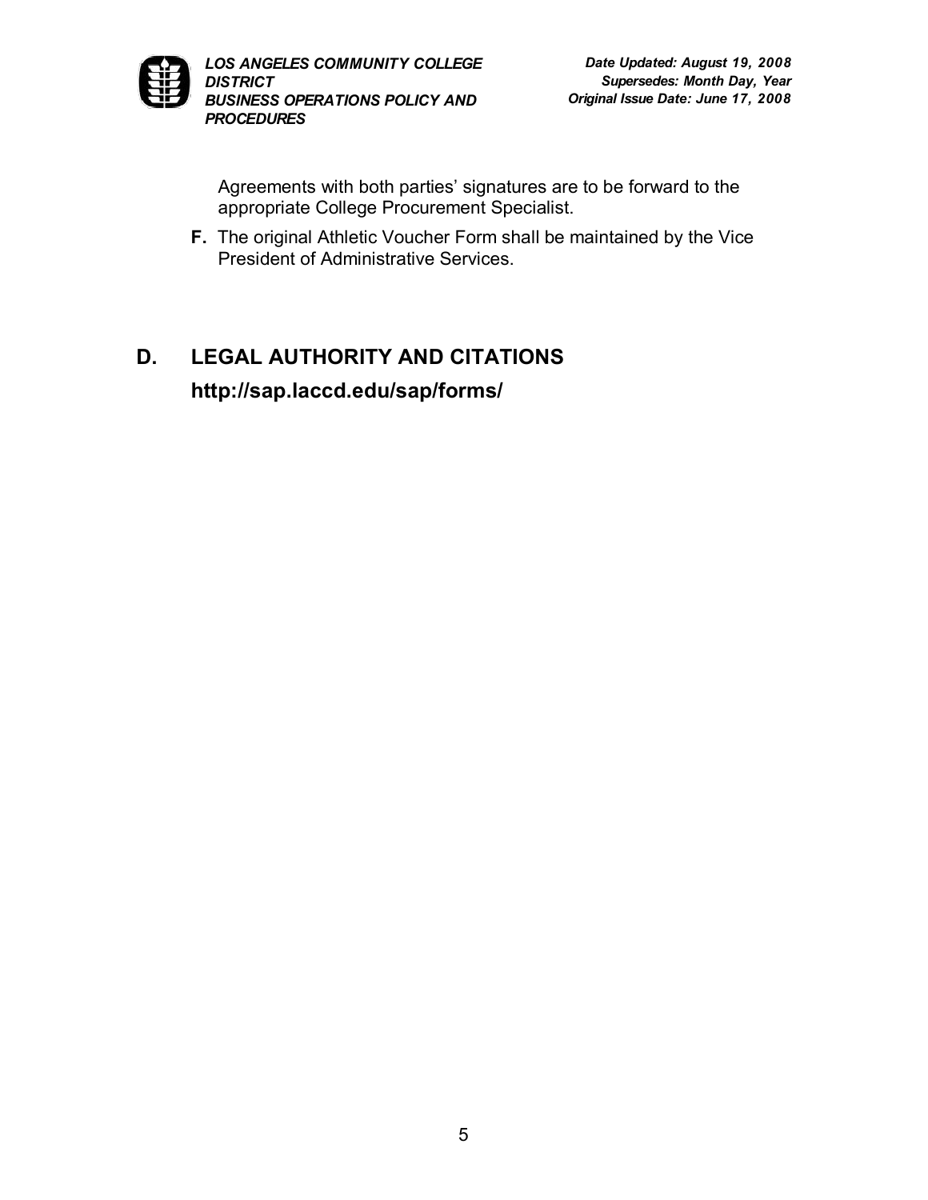Agreements with both parties' signatures are to be forward to the appropriate College Procurement Specialist.

**F.** The original Athletic Voucher Form shall be maintained by the Vice President of Administrative Services.

## D. LEGAL AUTHORITY AND CITATIONS

**http://sap.laccd.edu/sap/forms/**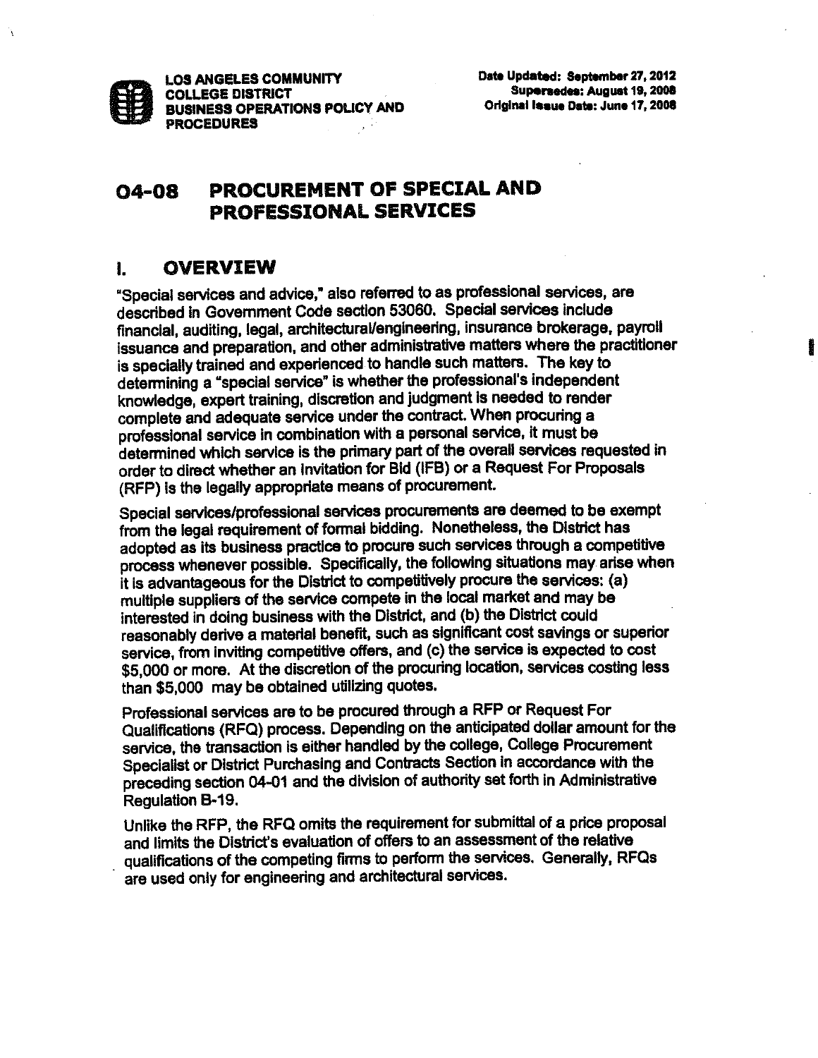LOS ANGELES COMMUNITY COLLEGE DISTRICT
BUSINESS OPERATIONS POLICY AND PROCEDURES

Date Updated: September 27, 2012
Supersedes: August 19, 2008
Original Issue Date: June 17, 2008

# 04-08 PROCUREMENT OF SPECIAL AND PROFESSIONAL SERVICES

## I. OVERVIEW

"Special services and advice," also referred to as professional services, are described in Government Code section 53060. Special services include financial, auditing, legal, architectural/engineering, insurance brokerage, payroll issuance and preparation, and other administrative matters where the practitioner is specially trained and experienced to handle such matters. The key to determining a "special service" is whether the professional's independent knowledge, expert training, discretion and judgment is needed to render complete and adequate service under the contract. When procuring a professional service in combination with a personal service, it must be determined which service is the primary part of the overall services requested in order to direct whether an Invitation for Bid (IFB) or a Request For Proposals (RFP) is the legally appropriate means of procurement.

Special services/professional services procurements are deemed to be exempt from the legal requirement of formal bidding. Nonetheless, the District has adopted as its business practice to procure such services through a competitive process whenever possible. Specifically, the following situations may arise when it is advantageous for the District to competitively procure the services: (a) multiple suppliers of the service compete in the local market and may be interested in doing business with the District, and (b) the District could reasonably derive a material benefit, such as significant cost savings or superior service, from inviting competitive offers, and (c) the service is expected to cost $5,000 or more. At the discretion of the procuring location, services costing less than $5,000 may be obtained utilizing quotes.

Professional services are to be procured through a RFP or Request For Qualifications (RFQ) process. Depending on the anticipated dollar amount for the service, the transaction is either handled by the college, College Procurement Specialist or District Purchasing and Contracts Section in accordance with the preceding section 04-01 and the division of authority set forth in Administrative Regulation B-19.

Unlike the RFP, the RFQ omits the requirement for submittal of a price proposal and limits the District's evaluation of offers to an assessment of the relative qualifications of the competing firms to perform the services. Generally, RFQs are used only for engineering and architectural services.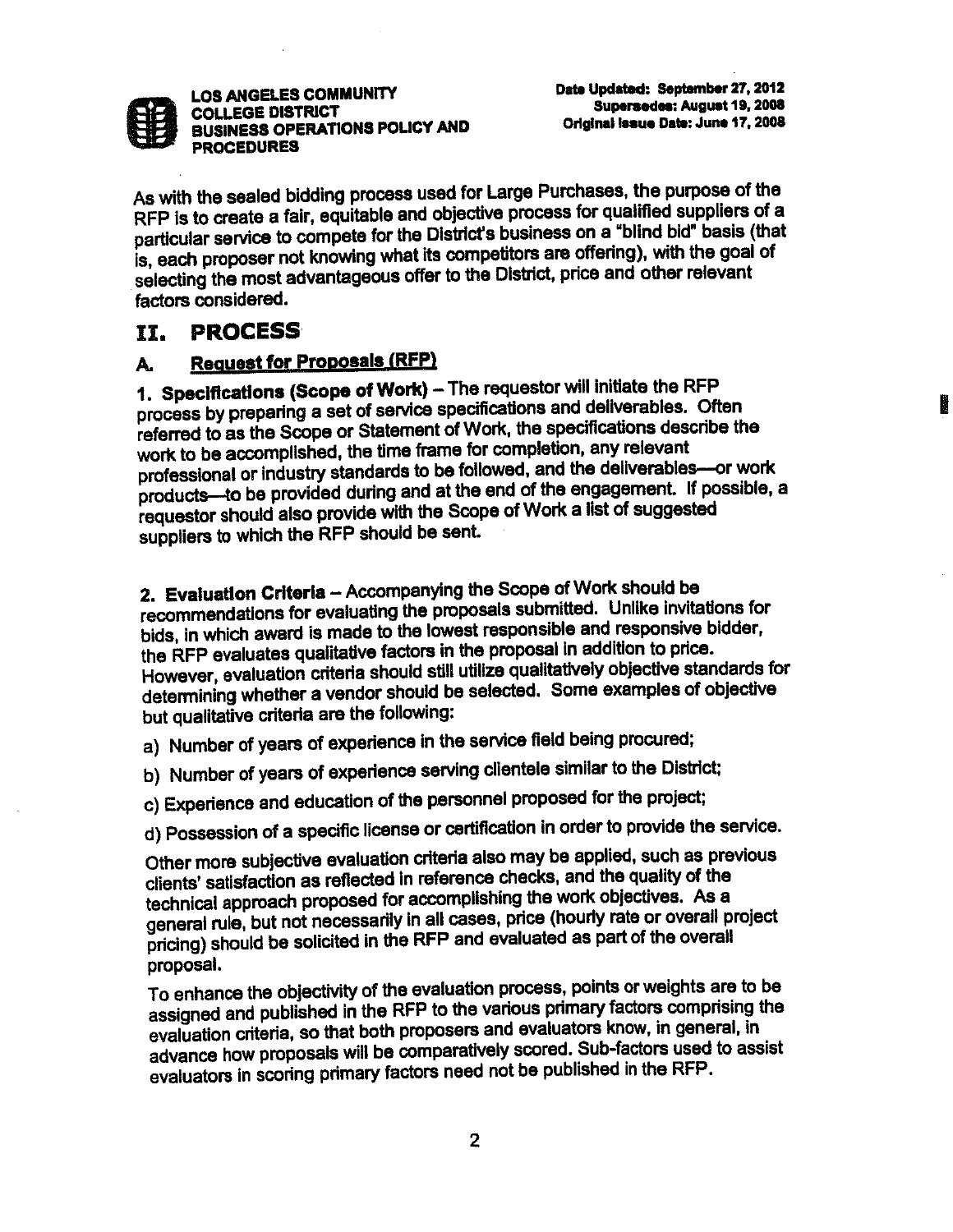As with the sealed bidding process used for Large Purchases, the purpose of the RFP is to create a fair, equitable and objective process for qualified suppliers of a particular service to compete for the District's business on a "blind bid" basis (that is, each proposer not knowing what its competitors are offering), with the goal of selecting the most advantageous offer to the District, price and other relevant factors considered.

# II. PROCESS

## A. Request for Proposals (RFP)

**1. Specifications (Scope of Work)** – The requestor will initiate the RFP process by preparing a set of service specifications and deliverables. Often referred to as the Scope or Statement of Work, the specifications describe the work to be accomplished, the time frame for completion, any relevant professional or industry standards to be followed, and the deliverables—or work products—to be provided during and at the end of the engagement. If possible, a requestor should also provide with the Scope of Work a list of suggested suppliers to which the RFP should be sent.

**2. Evaluation Criteria** – Accompanying the Scope of Work should be recommendations for evaluating the proposals submitted. Unlike invitations for bids, in which award is made to the lowest responsible and responsive bidder, the RFP evaluates qualitative factors in the proposal in addition to price. However, evaluation criteria should still utilize qualitatively objective standards for determining whether a vendor should be selected. Some examples of objective but qualitative criteria are the following:

a) Number of years of experience in the service field being procured;

b) Number of years of experience serving clientele similar to the District;

c) Experience and education of the personnel proposed for the project;

d) Possession of a specific license or certification in order to provide the service.

Other more subjective evaluation criteria also may be applied, such as previous clients' satisfaction as reflected in reference checks, and the quality of the technical approach proposed for accomplishing the work objectives. As a general rule, but not necessarily in all cases, price (hourly rate or overall project pricing) should be solicited in the RFP and evaluated as part of the overall proposal.

To enhance the objectivity of the evaluation process, points or weights are to be assigned and published in the RFP to the various primary factors comprising the evaluation criteria, so that both proposers and evaluators know, in general, in advance how proposals will be comparatively scored. Sub-factors used to assist evaluators in scoring primary factors need not be published in the RFP.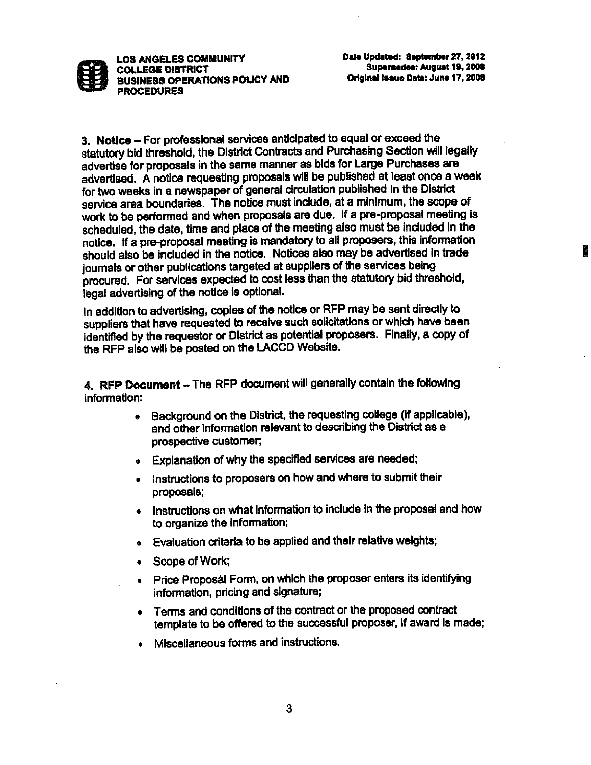**3. Notice** – For professional services anticipated to equal or exceed the statutory bid threshold, the District Contracts and Purchasing Section will legally advertise for proposals in the same manner as bids for Large Purchases are advertised. A notice requesting proposals will be published at least once a week for two weeks in a newspaper of general circulation published in the District service area boundaries. The notice must include, at a minimum, the scope of work to be performed and when proposals are due. If a pre-proposal meeting is scheduled, the date, time and place of the meeting also must be included in the notice. If a pre-proposal meeting is mandatory to all proposers, this information should also be included in the notice. Notices also may be advertised in trade journals or other publications targeted at suppliers of the services being procured. For services expected to cost less than the statutory bid threshold, legal advertising of the notice is optional.

In addition to advertising, copies of the notice or RFP may be sent directly to suppliers that have requested to receive such solicitations or which have been identified by the requestor or District as potential proposers. Finally, a copy of the RFP also will be posted on the LACCD Website.

**4. RFP Document** – The RFP document will generally contain the following information:

- Background on the District, the requesting college (if applicable), and other information relevant to describing the District as a prospective customer;
- Explanation of why the specified services are needed;
- Instructions to proposers on how and where to submit their proposals;
- Instructions on what information to include in the proposal and how to organize the information;
- Evaluation criteria to be applied and their relative weights;
- Scope of Work;
- Price Proposal Form, on which the proposer enters its identifying information, pricing and signature;
- Terms and conditions of the contract or the proposed contract template to be offered to the successful proposer, if award is made;
- Miscellaneous forms and instructions.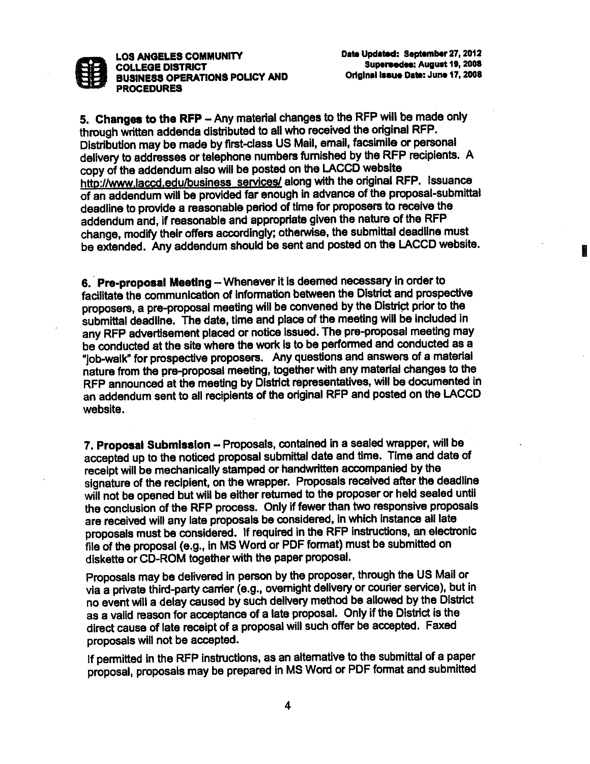**5. Changes to the RFP** – Any material changes to the RFP will be made only through written addenda distributed to all who received the original RFP. Distribution may be made by first-class US Mail, email, facsimile or personal delivery to addresses or telephone numbers furnished by the RFP recipients. A copy of the addendum also will be posted on the LACCD website http://www.laccd.edu/business_services/ along with the original RFP. Issuance of an addendum will be provided far enough in advance of the proposal-submittal deadline to provide a reasonable period of time for proposers to receive the addendum and, if reasonable and appropriate given the nature of the RFP change, modify their offers accordingly; otherwise, the submittal deadline must be extended. Any addendum should be sent and posted on the LACCD website.

**6. Pre-proposal Meeting** – Whenever it is deemed necessary in order to facilitate the communication of information between the District and prospective proposers, a pre-proposal meeting will be convened by the District prior to the submittal deadline. The date, time and place of the meeting will be included in any RFP advertisement placed or notice issued. The pre-proposal meeting may be conducted at the site where the work is to be performed and conducted as a "job-walk" for prospective proposers. Any questions and answers of a material nature from the pre-proposal meeting, together with any material changes to the RFP announced at the meeting by District representatives, will be documented in an addendum sent to all recipients of the original RFP and posted on the LACCD website.

**7. Proposal Submission** – Proposals, contained in a sealed wrapper, will be accepted up to the noticed proposal submittal date and time. Time and date of receipt will be mechanically stamped or handwritten accompanied by the signature of the recipient, on the wrapper. Proposals received after the deadline will not be opened but will be either returned to the proposer or held sealed until the conclusion of the RFP process. Only if fewer than two responsive proposals are received will any late proposals be considered, in which instance all late proposals must be considered. If required in the RFP instructions, an electronic file of the proposal (e.g., in MS Word or PDF format) must be submitted on diskette or CD-ROM together with the paper proposal.

Proposals may be delivered in person by the proposer, through the US Mail or via a private third-party carrier (e.g., overnight delivery or courier service), but in no event will a delay caused by such delivery method be allowed by the District as a valid reason for acceptance of a late proposal. Only if the District is the direct cause of late receipt of a proposal will such offer be accepted. Faxed proposals will not be accepted.

If permitted in the RFP instructions, as an alternative to the submittal of a paper proposal, proposals may be prepared in MS Word or PDF format and submitted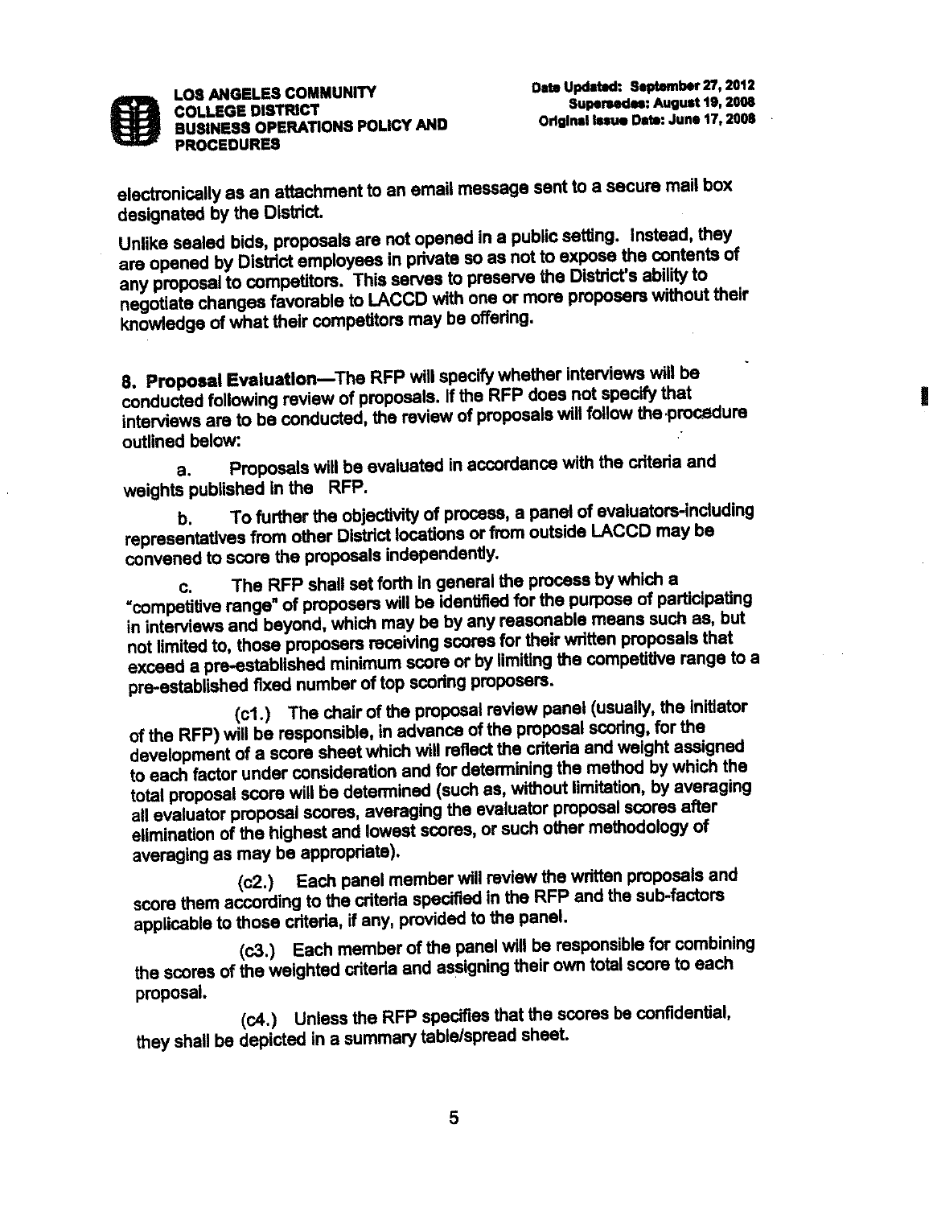electronically as an attachment to an email message sent to a secure mail box designated by the District.

Unlike sealed bids, proposals are not opened in a public setting. Instead, they are opened by District employees in private so as not to expose the contents of any proposal to competitors. This serves to preserve the District's ability to negotiate changes favorable to LACCD with one or more proposers without their knowledge of what their competitors may be offering.

**8. Proposal Evaluation**—The RFP will specify whether interviews will be conducted following review of proposals. If the RFP does not specify that interviews are to be conducted, the review of proposals will follow the procedure outlined below:

a. Proposals will be evaluated in accordance with the criteria and weights published in the RFP.

b. To further the objectivity of process, a panel of evaluators-including representatives from other District locations or from outside LACCD may be convened to score the proposals independently.

c. The RFP shall set forth in general the process by which a "competitive range" of proposers will be identified for the purpose of participating in interviews and beyond, which may be by any reasonable means such as, but not limited to, those proposers receiving scores for their written proposals that exceed a pre-established minimum score or by limiting the competitive range to a pre-established fixed number of top scoring proposers.

(c1.) The chair of the proposal review panel (usually, the initiator of the RFP) will be responsible, in advance of the proposal scoring, for the development of a score sheet which will reflect the criteria and weight assigned to each factor under consideration and for determining the method by which the total proposal score will be determined (such as, without limitation, by averaging all evaluator proposal scores, averaging the evaluator proposal scores after elimination of the highest and lowest scores, or such other methodology of averaging as may be appropriate).

(c2.) Each panel member will review the written proposals and score them according to the criteria specified in the RFP and the sub-factors applicable to those criteria, if any, provided to the panel.

(c3.) Each member of the panel will be responsible for combining the scores of the weighted criteria and assigning their own total score to each proposal.

(c4.) Unless the RFP specifies that the scores be confidential, they shall be depicted in a summary table/spread sheet.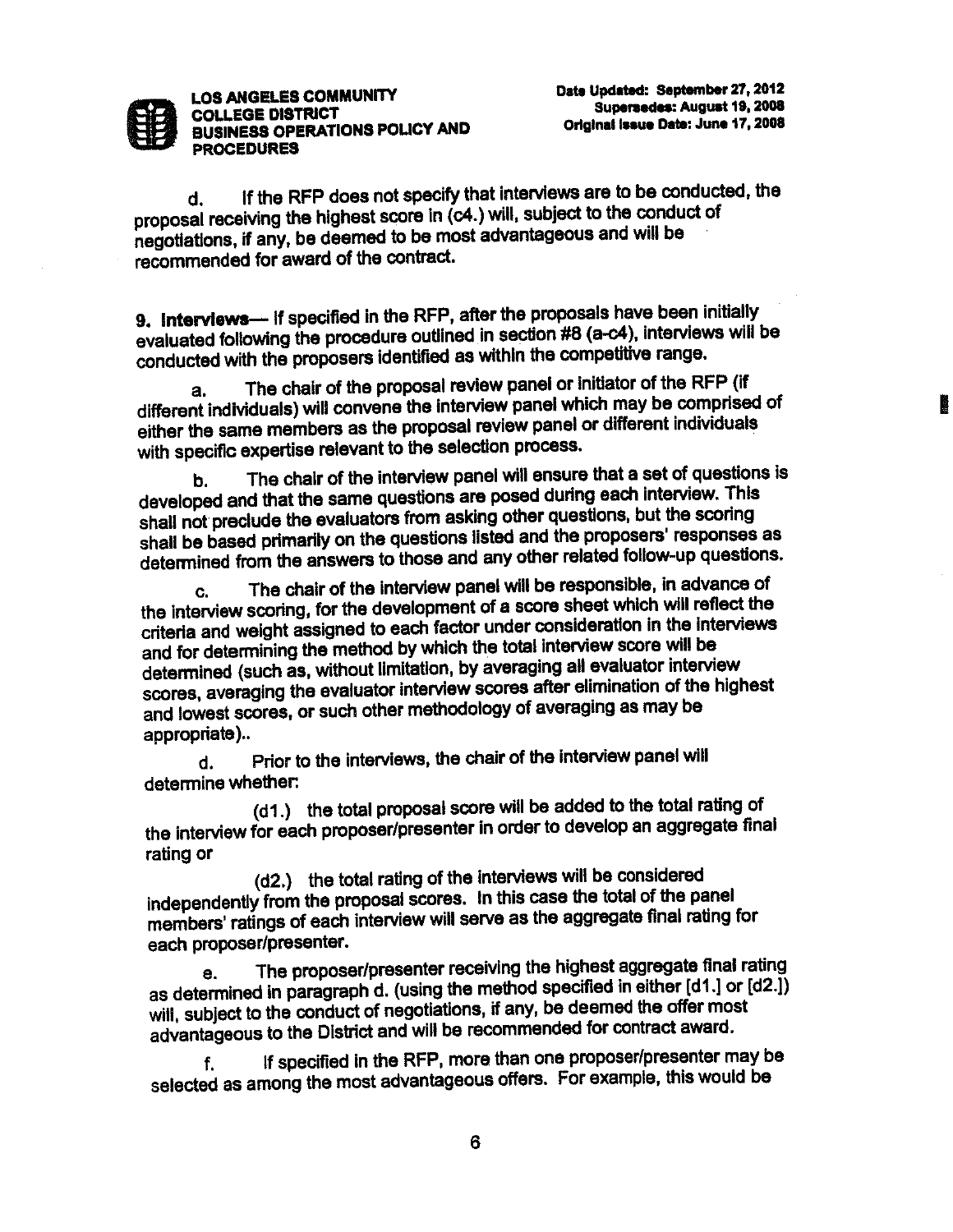d. If the RFP does not specify that interviews are to be conducted, the proposal receiving the highest score in (c4.) will, subject to the conduct of negotiations, if any, be deemed to be most advantageous and will be recommended for award of the contract.

**9. Interviews**— If specified in the RFP, after the proposals have been initially evaluated following the procedure outlined in section #8 (a-c4), interviews will be conducted with the proposers identified as within the competitive range.

a. The chair of the proposal review panel or initiator of the RFP (if different individuals) will convene the interview panel which may be comprised of either the same members as the proposal review panel or different individuals with specific expertise relevant to the selection process.

b. The chair of the interview panel will ensure that a set of questions is developed and that the same questions are posed during each interview. This shall not preclude the evaluators from asking other questions, but the scoring shall be based primarily on the questions listed and the proposers' responses as determined from the answers to those and any other related follow-up questions.

c. The chair of the interview panel will be responsible, in advance of the interview scoring, for the development of a score sheet which will reflect the criteria and weight assigned to each factor under consideration in the interviews and for determining the method by which the total interview score will be determined (such as, without limitation, by averaging all evaluator interview scores, averaging the evaluator interview scores after elimination of the highest and lowest scores, or such other methodology of averaging as may be appropriate)..

d. Prior to the interviews, the chair of the interview panel will determine whether:

(d1.) the total proposal score will be added to the total rating of the interview for each proposer/presenter in order to develop an aggregate final rating or

(d2.) the total rating of the interviews will be considered independently from the proposal scores. In this case the total of the panel members' ratings of each interview will serve as the aggregate final rating for each proposer/presenter.

e. The proposer/presenter receiving the highest aggregate final rating as determined in paragraph d. (using the method specified in either [d1.] or [d2.]) will, subject to the conduct of negotiations, if any, be deemed the offer most advantageous to the District and will be recommended for contract award.

f. If specified in the RFP, more than one proposer/presenter may be selected as among the most advantageous offers. For example, this would be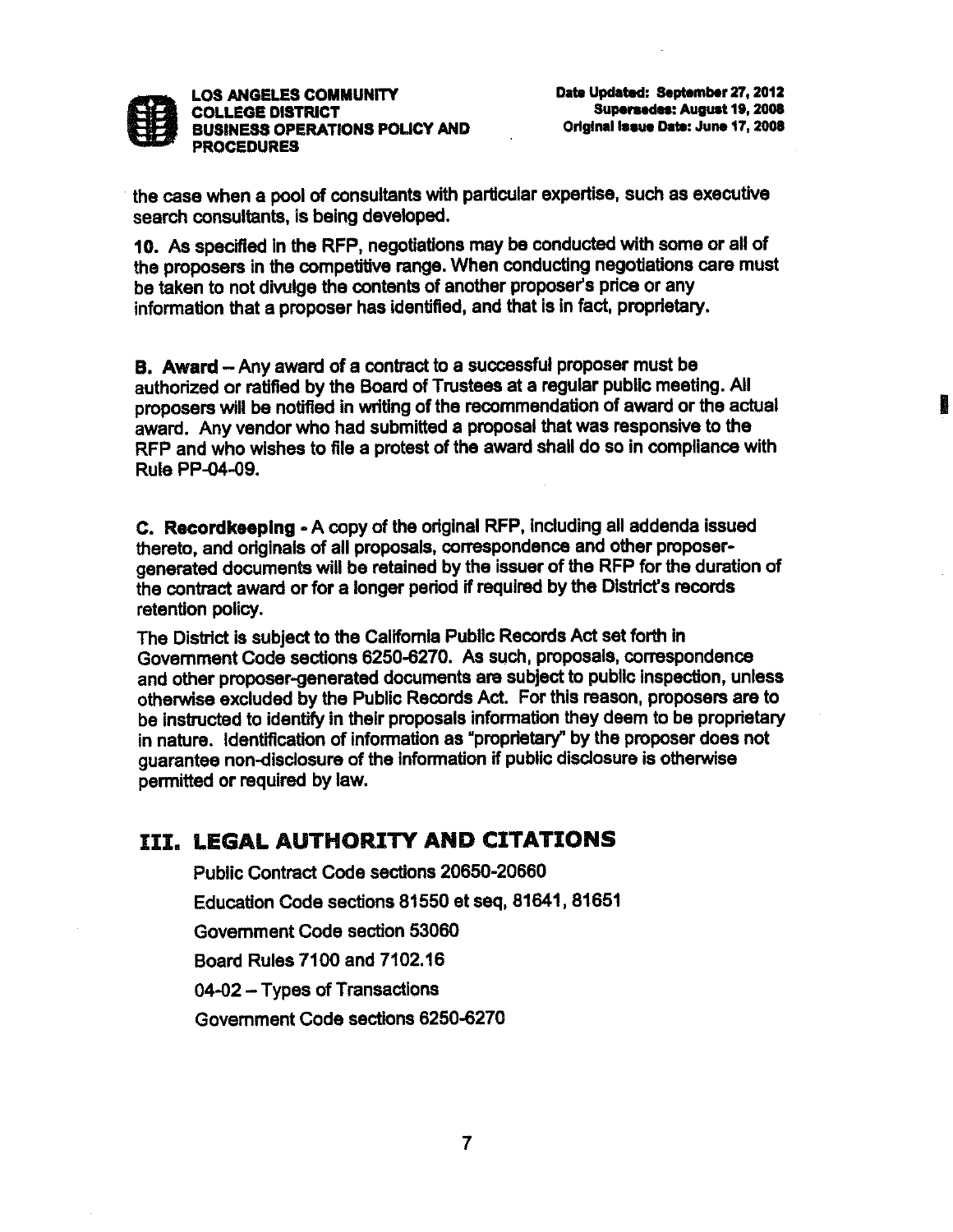the case when a pool of consultants with particular expertise, such as executive search consultants, is being developed.

**10.** As specified in the RFP, negotiations may be conducted with some or all of the proposers in the competitive range. When conducting negotiations care must be taken to not divulge the contents of another proposer's price or any information that a proposer has identified, and that is in fact, proprietary.

**B. Award** – Any award of a contract to a successful proposer must be authorized or ratified by the Board of Trustees at a regular public meeting. All proposers will be notified in writing of the recommendation of award or the actual award. Any vendor who had submitted a proposal that was responsive to the RFP and who wishes to file a protest of the award shall do so in compliance with Rule PP-04-09.

**C. Recordkeeping** - A copy of the original RFP, including all addenda issued thereto, and originals of all proposals, correspondence and other proposer-generated documents will be retained by the issuer of the RFP for the duration of the contract award or for a longer period if required by the District's records retention policy.

The District is subject to the California Public Records Act set forth in Government Code sections 6250-6270. As such, proposals, correspondence and other proposer-generated documents are subject to public inspection, unless otherwise excluded by the Public Records Act. For this reason, proposers are to be instructed to identify in their proposals information they deem to be proprietary in nature. Identification of information as "proprietary" by the proposer does not guarantee non-disclosure of the information if public disclosure is otherwise permitted or required by law.

## III. LEGAL AUTHORITY AND CITATIONS

Public Contract Code sections 20650-20660

Education Code sections 81550 et seq, 81641, 81651

Government Code section 53060

Board Rules 7100 and 7102.16

04-02 – Types of Transactions

Government Code sections 6250-6270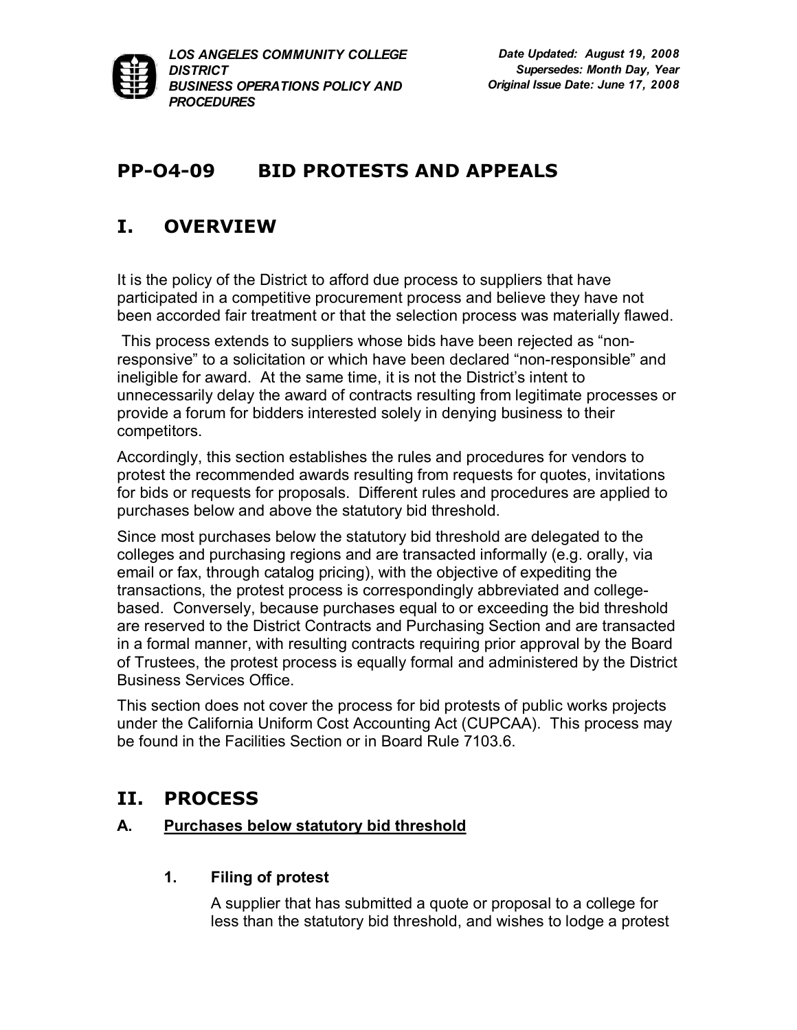## PP-O4-09 BID PROTESTS AND APPEALS

## I. OVERVIEW

It is the policy of the District to afford due process to suppliers that have participated in a competitive procurement process and believe they have not been accorded fair treatment or that the selection process was materially flawed.

This process extends to suppliers whose bids have been rejected as "non-responsive" to a solicitation or which have been declared "non-responsible" and ineligible for award. At the same time, it is not the District's intent to unnecessarily delay the award of contracts resulting from legitimate processes or provide a forum for bidders interested solely in denying business to their competitors.

Accordingly, this section establishes the rules and procedures for vendors to protest the recommended awards resulting from requests for quotes, invitations for bids or requests for proposals. Different rules and procedures are applied to purchases below and above the statutory bid threshold.

Since most purchases below the statutory bid threshold are delegated to the colleges and purchasing regions and are transacted informally (e.g. orally, via email or fax, through catalog pricing), with the objective of expediting the transactions, the protest process is correspondingly abbreviated and college-based. Conversely, because purchases equal to or exceeding the bid threshold are reserved to the District Contracts and Purchasing Section and are transacted in a formal manner, with resulting contracts requiring prior approval by the Board of Trustees, the protest process is equally formal and administered by the District Business Services Office.

This section does not cover the process for bid protests of public works projects under the California Uniform Cost Accounting Act (CUPCAA). This process may be found in the Facilities Section or in Board Rule 7103.6.

## II. PROCESS

### A. Purchases below statutory bid threshold

#### 1. Filing of protest

A supplier that has submitted a quote or proposal to a college for less than the statutory bid threshold, and wishes to lodge a protest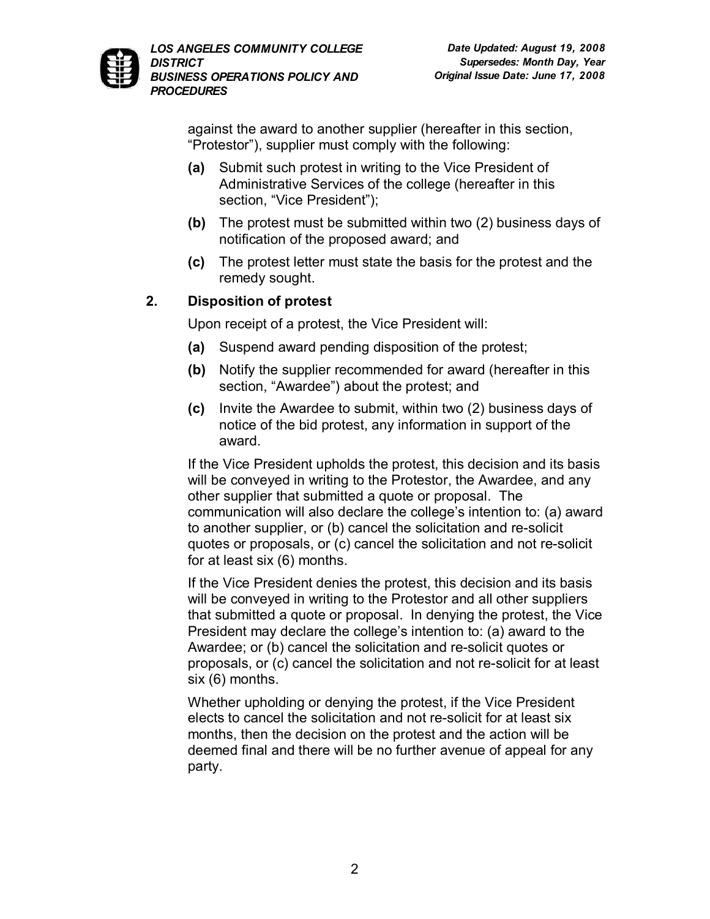against the award to another supplier (hereafter in this section, "Protestor"), supplier must comply with the following:

**(a)** Submit such protest in writing to the Vice President of Administrative Services of the college (hereafter in this section, "Vice President");

**(b)** The protest must be submitted within two (2) business days of notification of the proposed award; and

**(c)** The protest letter must state the basis for the protest and the remedy sought.

**2. Disposition of protest**

Upon receipt of a protest, the Vice President will:

**(a)** Suspend award pending disposition of the protest;

**(b)** Notify the supplier recommended for award (hereafter in this section, "Awardee") about the protest; and

**(c)** Invite the Awardee to submit, within two (2) business days of notice of the bid protest, any information in support of the award.

If the Vice President upholds the protest, this decision and its basis will be conveyed in writing to the Protestor, the Awardee, and any other supplier that submitted a quote or proposal. The communication will also declare the college's intention to: (a) award to another supplier, or (b) cancel the solicitation and re-solicit quotes or proposals, or (c) cancel the solicitation and not re-solicit for at least six (6) months.

If the Vice President denies the protest, this decision and its basis will be conveyed in writing to the Protestor and all other suppliers that submitted a quote or proposal. In denying the protest, the Vice President may declare the college's intention to: (a) award to the Awardee; or (b) cancel the solicitation and re-solicit quotes or proposals, or (c) cancel the solicitation and not re-solicit for at least six (6) months.

Whether upholding or denying the protest, if the Vice President elects to cancel the solicitation and not re-solicit for at least six months, then the decision on the protest and the action will be deemed final and there will be no further avenue of appeal for any party.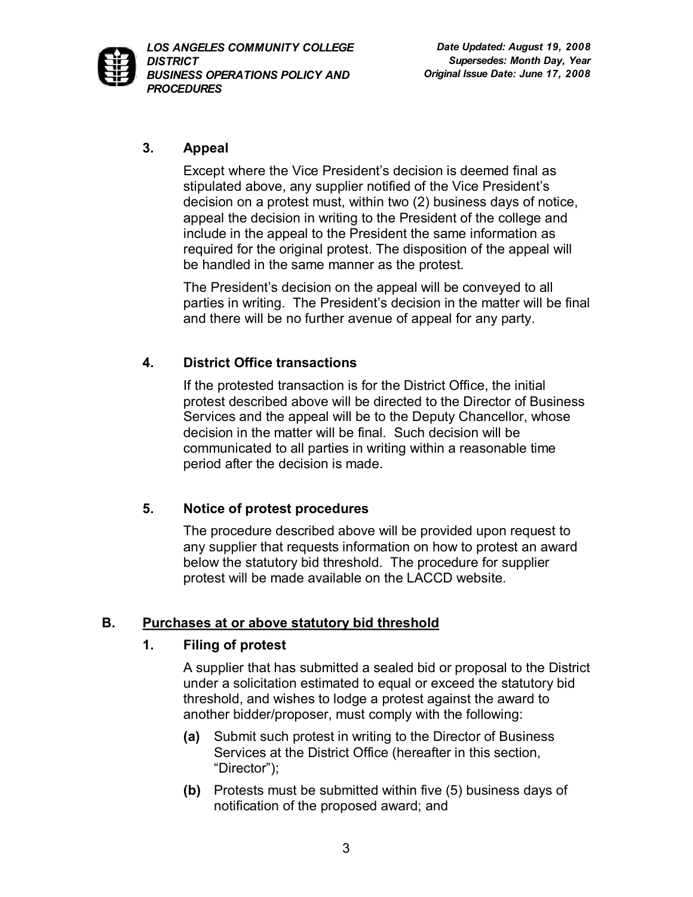### 3. Appeal

Except where the Vice President's decision is deemed final as stipulated above, any supplier notified of the Vice President's decision on a protest must, within two (2) business days of notice, appeal the decision in writing to the President of the college and include in the appeal to the President the same information as required for the original protest. The disposition of the appeal will be handled in the same manner as the protest.

The President's decision on the appeal will be conveyed to all parties in writing. The President's decision in the matter will be final and there will be no further avenue of appeal for any party.

### 4. District Office transactions

If the protested transaction is for the District Office, the initial protest described above will be directed to the Director of Business Services and the appeal will be to the Deputy Chancellor, whose decision in the matter will be final. Such decision will be communicated to all parties in writing within a reasonable time period after the decision is made.

### 5. Notice of protest procedures

The procedure described above will be provided upon request to any supplier that requests information on how to protest an award below the statutory bid threshold. The procedure for supplier protest will be made available on the LACCD website.

## B. <u>Purchases at or above statutory bid threshold</u>

### 1. Filing of protest

A supplier that has submitted a sealed bid or proposal to the District under a solicitation estimated to equal or exceed the statutory bid threshold, and wishes to lodge a protest against the award to another bidder/proposer, must comply with the following:

**(a)** Submit such protest in writing to the Director of Business Services at the District Office (hereafter in this section, "Director");

**(b)** Protests must be submitted within five (5) business days of notification of the proposed award; and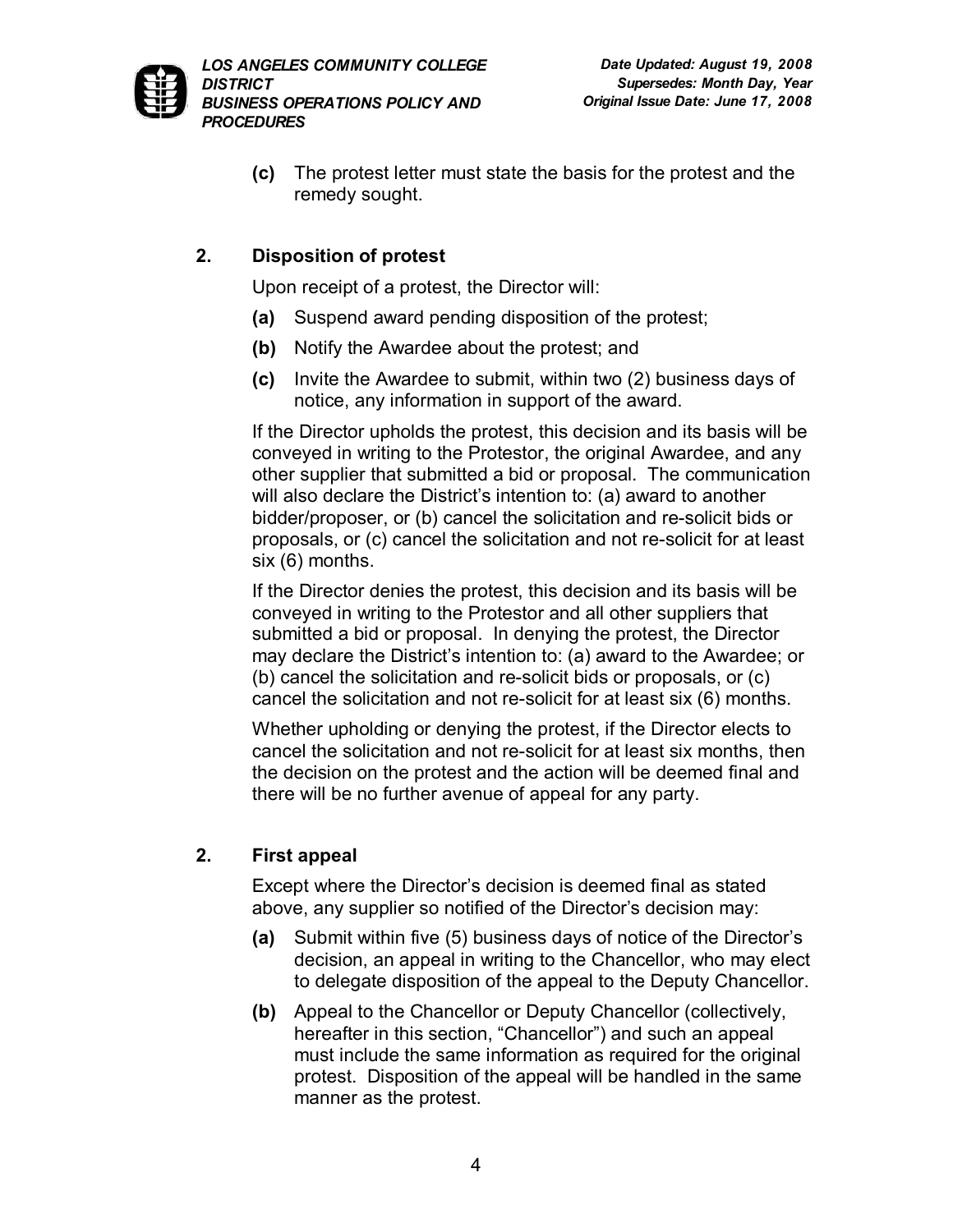(c) The protest letter must state the basis for the protest and the remedy sought.

## 2. Disposition of protest

Upon receipt of a protest, the Director will:

**(a)** Suspend award pending disposition of the protest;

**(b)** Notify the Awardee about the protest; and

**(c)** Invite the Awardee to submit, within two (2) business days of notice, any information in support of the award.

If the Director upholds the protest, this decision and its basis will be conveyed in writing to the Protestor, the original Awardee, and any other supplier that submitted a bid or proposal. The communication will also declare the District's intention to: (a) award to another bidder/proposer, or (b) cancel the solicitation and re-solicit bids or proposals, or (c) cancel the solicitation and not re-solicit for at least six (6) months.

If the Director denies the protest, this decision and its basis will be conveyed in writing to the Protestor and all other suppliers that submitted a bid or proposal. In denying the protest, the Director may declare the District's intention to: (a) award to the Awardee; or (b) cancel the solicitation and re-solicit bids or proposals, or (c) cancel the solicitation and not re-solicit for at least six (6) months.

Whether upholding or denying the protest, if the Director elects to cancel the solicitation and not re-solicit for at least six months, then the decision on the protest and the action will be deemed final and there will be no further avenue of appeal for any party.

## 2. First appeal

Except where the Director's decision is deemed final as stated above, any supplier so notified of the Director's decision may:

**(a)** Submit within five (5) business days of notice of the Director's decision, an appeal in writing to the Chancellor, who may elect to delegate disposition of the appeal to the Deputy Chancellor.

**(b)** Appeal to the Chancellor or Deputy Chancellor (collectively, hereafter in this section, "Chancellor") and such an appeal must include the same information as required for the original protest. Disposition of the appeal will be handled in the same manner as the protest.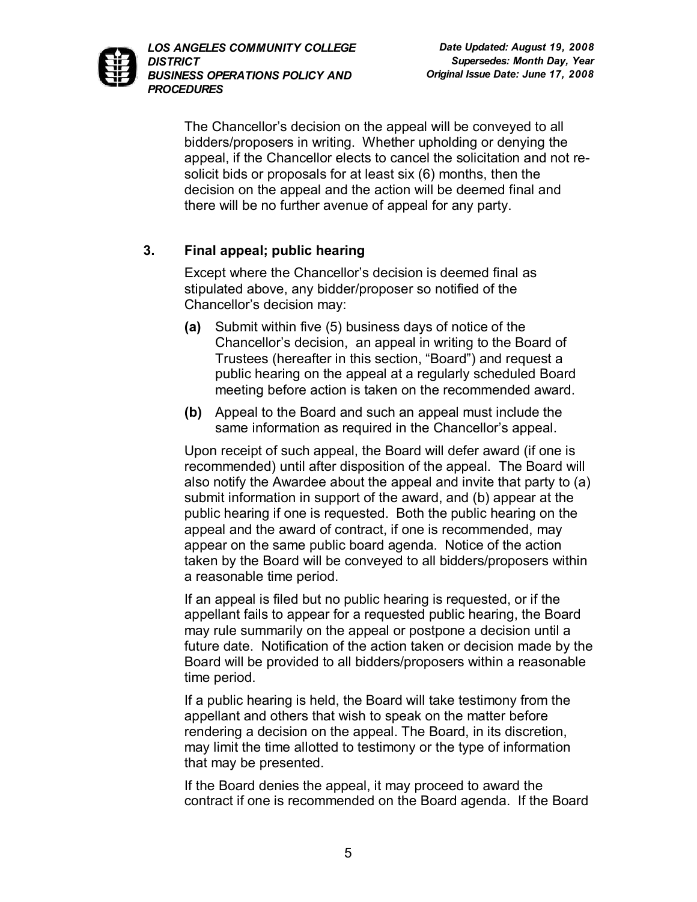The Chancellor's decision on the appeal will be conveyed to all bidders/proposers in writing. Whether upholding or denying the appeal, if the Chancellor elects to cancel the solicitation and not re-solicit bids or proposals for at least six (6) months, then the decision on the appeal and the action will be deemed final and there will be no further avenue of appeal for any party.

### 3. Final appeal; public hearing

Except where the Chancellor's decision is deemed final as stipulated above, any bidder/proposer so notified of the Chancellor's decision may:

**(a)** Submit within five (5) business days of notice of the Chancellor's decision, an appeal in writing to the Board of Trustees (hereafter in this section, "Board") and request a public hearing on the appeal at a regularly scheduled Board meeting before action is taken on the recommended award.

**(b)** Appeal to the Board and such an appeal must include the same information as required in the Chancellor's appeal.

Upon receipt of such appeal, the Board will defer award (if one is recommended) until after disposition of the appeal. The Board will also notify the Awardee about the appeal and invite that party to (a) submit information in support of the award, and (b) appear at the public hearing if one is requested. Both the public hearing on the appeal and the award of contract, if one is recommended, may appear on the same public board agenda. Notice of the action taken by the Board will be conveyed to all bidders/proposers within a reasonable time period.

If an appeal is filed but no public hearing is requested, or if the appellant fails to appear for a requested public hearing, the Board may rule summarily on the appeal or postpone a decision until a future date. Notification of the action taken or decision made by the Board will be provided to all bidders/proposers within a reasonable time period.

If a public hearing is held, the Board will take testimony from the appellant and others that wish to speak on the matter before rendering a decision on the appeal. The Board, in its discretion, may limit the time allotted to testimony or the type of information that may be presented.

If the Board denies the appeal, it may proceed to award the contract if one is recommended on the Board agenda. If the Board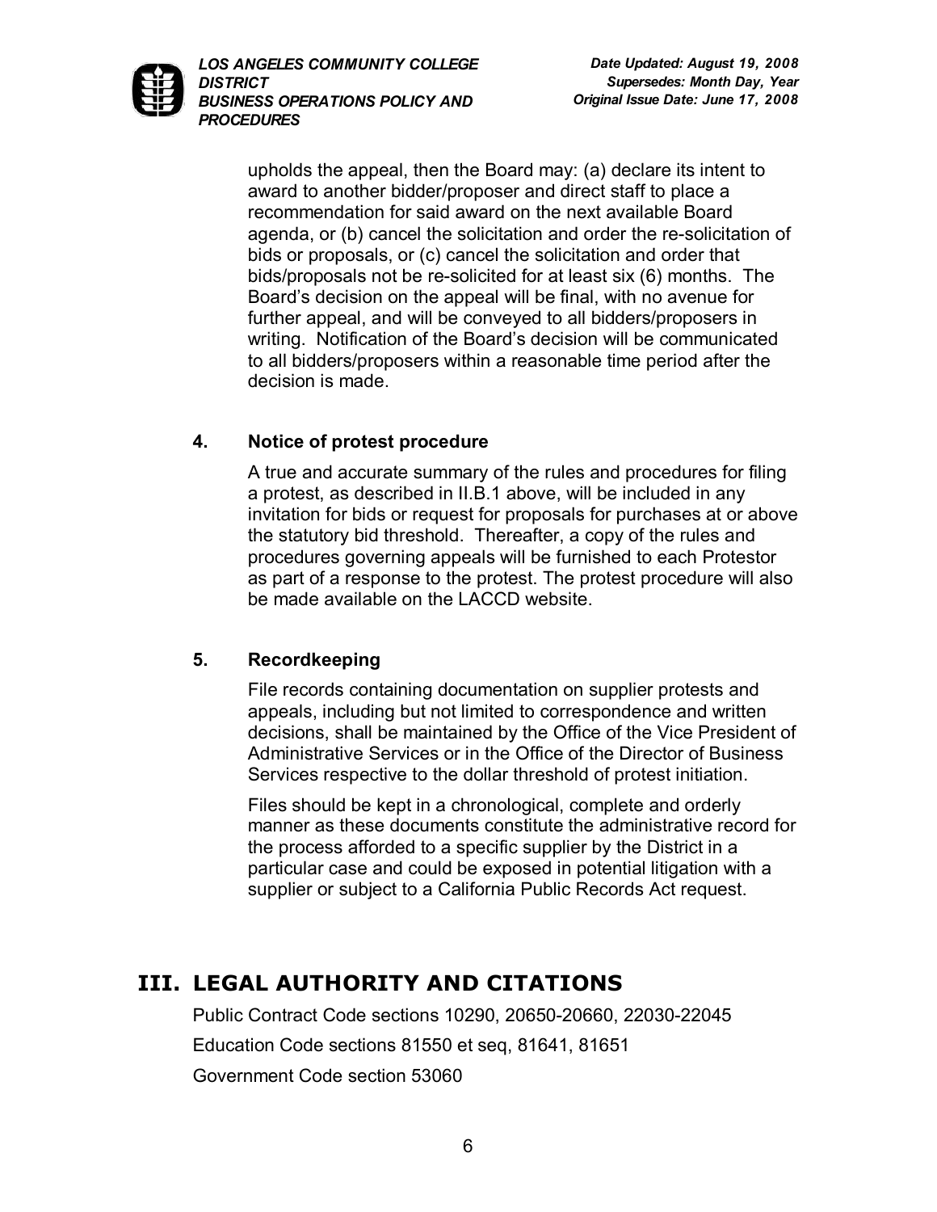upholds the appeal, then the Board may: (a) declare its intent to award to another bidder/proposer and direct staff to place a recommendation for said award on the next available Board agenda, or (b) cancel the solicitation and order the re-solicitation of bids or proposals, or (c) cancel the solicitation and order that bids/proposals not be re-solicited for at least six (6) months. The Board's decision on the appeal will be final, with no avenue for further appeal, and will be conveyed to all bidders/proposers in writing. Notification of the Board's decision will be communicated to all bidders/proposers within a reasonable time period after the decision is made.

### 4. Notice of protest procedure

A true and accurate summary of the rules and procedures for filing a protest, as described in II.B.1 above, will be included in any invitation for bids or request for proposals for purchases at or above the statutory bid threshold. Thereafter, a copy of the rules and procedures governing appeals will be furnished to each Protestor as part of a response to the protest. The protest procedure will also be made available on the LACCD website.

### 5. Recordkeeping

File records containing documentation on supplier protests and appeals, including but not limited to correspondence and written decisions, shall be maintained by the Office of the Vice President of Administrative Services or in the Office of the Director of Business Services respective to the dollar threshold of protest initiation.

Files should be kept in a chronological, complete and orderly manner as these documents constitute the administrative record for the process afforded to a specific supplier by the District in a particular case and could be exposed in potential litigation with a supplier or subject to a California Public Records Act request.

## III. LEGAL AUTHORITY AND CITATIONS

Public Contract Code sections 10290, 20650-20660, 22030-22045

Education Code sections 81550 et seq, 81641, 81651

Government Code section 53060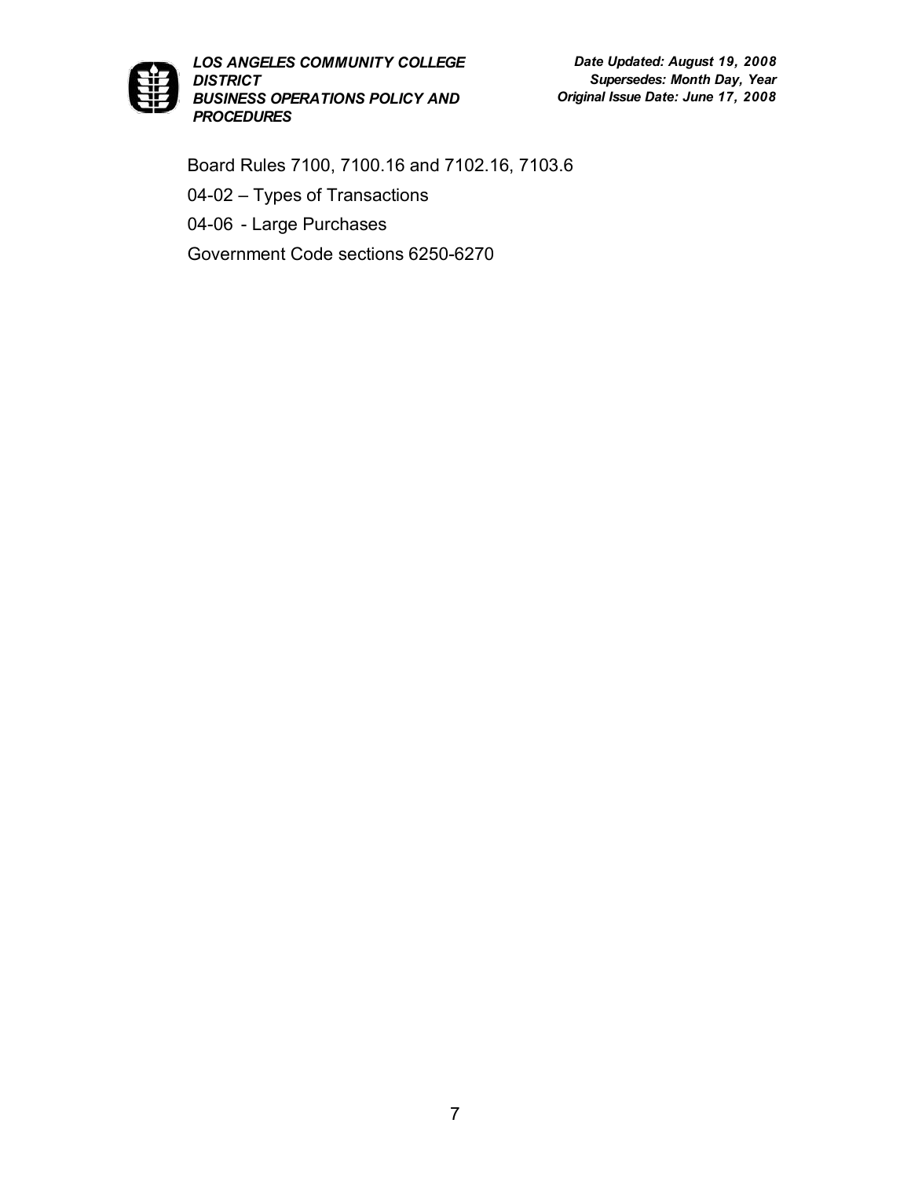Board Rules 7100, 7100.16 and 7102.16, 7103.6

04-02 – Types of Transactions

04-06 - Large Purchases

Government Code sections 6250-6270